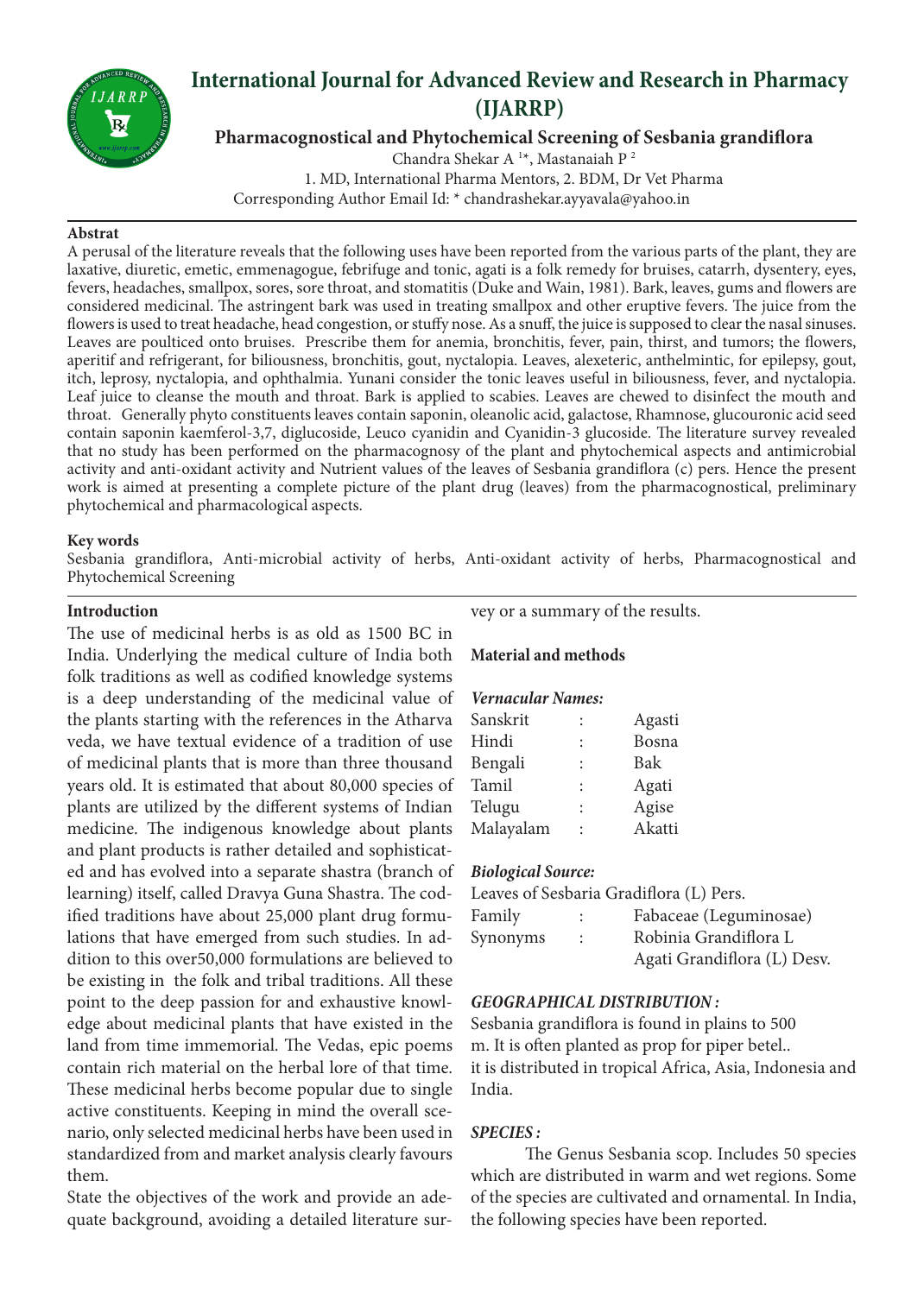# International Journal for Advanced Review and Research in Pharmacy (IJARRP)

## Pharmacognostical and Phytochemical Screening of Sesbania grandiflora

Chandra Shekar A [1*], Mastanaiah P [2]

1. MD, International Pharma Mentors, 2. BDM, Dr Vet Pharma

Corresponding Author Email Id: * chandrashekar.ayyavala@yahoo.in

### Abstract

A perusal of the literature reveals that the following uses have been reported from the various parts of the plant, they are laxative, diuretic, emetic, emmenagogue, febrifuge and tonic, agati is a folk remedy for bruises, catarrh, dysentery, eyes, fevers, headaches, smallpox, sores, sore throat, and stomatitis (Duke and Wain, 1981). Bark, leaves, gums and flowers are considered medicinal. The astringent bark was used in treating smallpox and other eruptive fevers. The juice from the flowers is used to treat headache, head congestion, or stuffy nose. As a snuff, the juice is supposed to clear the nasal sinuses. Leaves are poulticed onto bruises. Prescribe them for anemia, bronchitis, fever, pain, thirst, and tumors; the flowers, aperitif and refrigerant, for biliousness, bronchitis, gout, nyctalopia. Leaves, alexeteric, anthelmintic, for epilepsy, gout, itch, leprosy, nyctalopia, and ophthalmia. Yunani consider the tonic leaves useful in biliousness, fever, and nyctalopia. Leaf juice to cleanse the mouth and throat. Bark is applied to scabies. Leaves are chewed to disinfect the mouth and throat. Generally phyto constituents leaves contain saponin, oleanolic acid, galactose, Rhamnose, glucouronic acid seed contain saponin kaemferol-3,7, diglucoside, Leuco cyanidin and Cyanidin-3 glucoside. The literature survey revealed that no study has been performed on the pharmacognosy of the plant and phytochemical aspects and antimicrobial activity and anti-oxidant activity and Nutrient values of the leaves of Sesbania grandiflora (c) pers. Hence the present work is aimed at presenting a complete picture of the plant drug (leaves) from the pharmacognostical, preliminary phytochemical and pharmacological aspects.

### Key words

Sesbania grandiflora, Anti-microbial activity of herbs, Anti-oxidant activity of herbs, Pharmacognostical and Phytochemical Screening

### Introduction

The use of medicinal herbs is as old as 1500 BC in India. Underlying the medical culture of India both folk traditions as well as codified knowledge systems is a deep understanding of the medicinal value of the plants starting with the references in the Atharva veda, we have textual evidence of a tradition of use of medicinal plants that is more than three thousand years old. It is estimated that about 80,000 species of plants are utilized by the different systems of Indian medicine. The indigenous knowledge about plants and plant products is rather detailed and sophisticated and has evolved into a separate shastra (branch of learning) itself, called Dravya Guna Shastra. The codified traditions have about 25,000 plant drug formulations that have emerged from such studies. In addition to this over50,000 formulations are believed to be existing in the folk and tribal traditions. All these point to the deep passion for and exhaustive knowledge about medicinal plants that have existed in the land from time immemorial. The Vedas, epic poems contain rich material on the herbal lore of that time. These medicinal herbs become popular due to single active constituents. Keeping in mind the overall scenario, only selected medicinal herbs have been used in standardized from and market analysis clearly favours them.

State the objectives of the work and provide an adequate background, avoiding a detailed literature survey or a summary of the results.

### Material and methods

***Vernacular Names:***

| | | |
|---|---|---|
| Sanskrit | : | Agasti |
| Hindi | : | Bosna |
| Bengali | : | Bak |
| Tamil | : | Agati |
| Telugu | : | Agise |
| Malayalam | : | Akatti |

***Biological Source:***

Leaves of Sesbaria Gradiflora (L) Pers.

| | | |
|---|---|---|
| Family | : | Fabaceae (Leguminosae) |
| Synonyms | : | Robinia Grandiflora L |
| | | Agati Grandiflora (L) Desv. |

***GEOGRAPHICAL DISTRIBUTION :***

Sesbania grandiflora is found in plains to 500 m. It is often planted as prop for piper betel.. it is distributed in tropical Africa, Asia, Indonesia and India.

***SPECIES :***

The Genus Sesbania scop. Includes 50 species which are distributed in warm and wet regions. Some of the species are cultivated and ornamental. In India, the following species have been reported.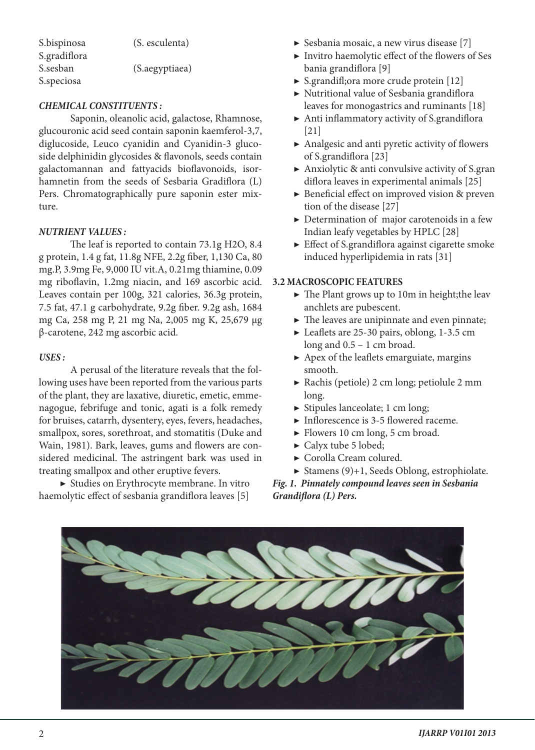| | |
|---|---|
| S.bispinosa | (S. esculenta) |
| S.gradiflora | |
| S.sesban | (S.aegyptiaea) |
| S.speciosa | |

***CHEMICAL CONSTITUENTS :***

Saponin, oleanolic acid, galactose, Rhamnose, glucouronic acid seed contain saponin kaemferol-3,7, diglucoside, Leuco cyanidin and Cyanidin-3 glucoside delphinidin glycosides & flavonols, seeds contain galactomannan and fattyacids bioflavonoids, isorhamnetin from the seeds of Sesbaria Gradiflora (L) Pers. Chromatographically pure saponin ester mixture.

***NUTRIENT VALUES :***

The leaf is reported to contain 73.1g H2O, 8.4 g protein, 1.4 g fat, 11.8g NFE, 2.2g fiber, 1,130 Ca, 80 mg.P, 3.9mg Fe, 9,000 IU vit.A, 0.21mg thiamine, 0.09 mg riboflavin, 1.2mg niacin, and 169 ascorbic acid. Leaves contain per 100g, 321 calories, 36.3g protein, 7.5 fat, 47.1 g carbohydrate, 9.2g fiber. 9.2g ash, 1684 mg Ca, 258 mg P, 21 mg Na, 2,005 mg K, 25,679 μg β-carotene, 242 mg ascorbic acid.

***USES :***

A perusal of the literature reveals that the following uses have been reported from the various parts of the plant, they are laxative, diuretic, emetic, emmenagogue, febrifuge and tonic, agati is a folk remedy for bruises, catarrh, dysentery, eyes, fevers, headaches, smallpox, sores, sorethroat, and stomatitis (Duke and Wain, 1981). Bark, leaves, gums and flowers are considered medicinal. The astringent bark was used in treating smallpox and other eruptive fevers.

- Studies on Erythrocyte membrane. In vitro haemolytic effect of sesbania grandiflora leaves [5]
- Sesbania mosaic, a new virus disease [7]
- Invitro haemolytic effect of the flowers of Ses bania grandiflora [9]
- S.grandifl;ora more crude protein [12]
- Nutritional value of Sesbania grandiflora leaves for monogastrics and ruminants [18]
- Anti inflammatory activity of S.grandiflora [21]
- Analgesic and anti pyretic activity of flowers of S.grandiflora [23]
- Anxiolytic & anti convulsive activity of S.gran diflora leaves in experimental animals [25]
- Beneficial effect on improved vision & preven tion of the disease [27]
- Determination of major carotenoids in a few Indian leafy vegetables by HPLC [28]
- Effect of S.grandiflora against cigarette smoke induced hyperlipidemia in rats [31]

**3.2 MACROSCOPIC FEATURES**

- The Plant grows up to 10m in height;the leav anchlets are pubescent.
- The leaves are unipinnate and even pinnate;
- Leaflets are 25-30 pairs, oblong, 1-3.5 cm long and 0.5 – 1 cm broad.
- Apex of the leaflets emarguiate, margins smooth.
- Rachis (petiole) 2 cm long; petiolule 2 mm long.
- Stipules lanceolate; 1 cm long;
- Inflorescence is 3-5 flowered raceme.
- Flowers 10 cm long, 5 cm broad.
- Calyx tube 5 lobed;
- Corolla Cream colured.
- Stamens (9)+1, Seeds Oblong, estrophiolate.

***Fig. 1. Pinnately compound leaves seen in Sesbania Grandiflora (L) Pers.***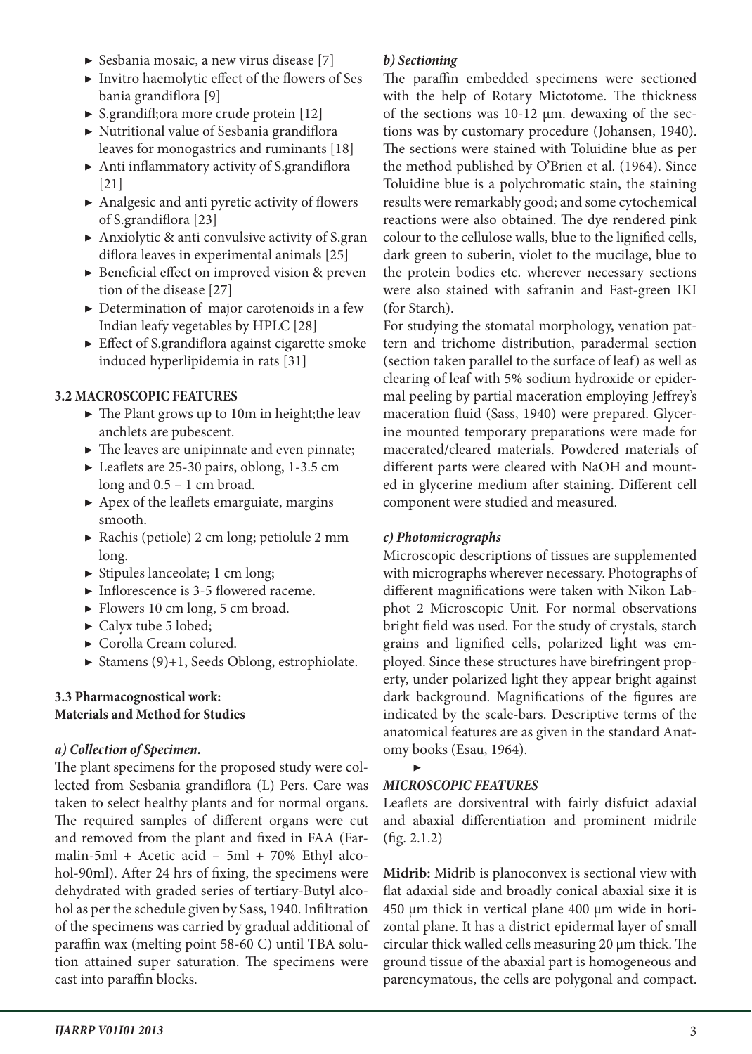- Sesbania mosaic, a new virus disease [7]
- Invitro haemolytic effect of the flowers of Ses bania grandiflora [9]
- S.grandifl;ora more crude protein [12]
- Nutritional value of Sesbania grandiflora leaves for monogastrics and ruminants [18]
- Anti inflammatory activity of S.grandiflora [21]
- Analgesic and anti pyretic activity of flowers of S.grandiflora [23]
- Anxiolytic & anti convulsive activity of S.gran diflora leaves in experimental animals [25]
- Beneficial effect on improved vision & preven tion of the disease [27]
- Determination of major carotenoids in a few Indian leafy vegetables by HPLC [28]
- Effect of S.grandiflora against cigarette smoke induced hyperlipidemia in rats [31]

### 3.2 MACROSCOPIC FEATURES

- The Plant grows up to 10m in height;the leav anchlets are pubescent.
- The leaves are unipinnate and even pinnate;
- Leaflets are 25-30 pairs, oblong, 1-3.5 cm long and 0.5 – 1 cm broad.
- Apex of the leaflets emarguiate, margins smooth.
- Rachis (petiole) 2 cm long; petiolule 2 mm long.
- Stipules lanceolate; 1 cm long;
- Inflorescence is 3-5 flowered raceme.
- Flowers 10 cm long, 5 cm broad.
- Calyx tube 5 lobed;
- Corolla Cream colured.
- Stamens (9)+1, Seeds Oblong, estrophiolate.

### 3.3 Pharmacognostical work:
### Materials and Method for Studies

#### *a) Collection of Specimen.*

The plant specimens for the proposed study were collected from Sesbania grandiflora (L) Pers. Care was taken to select healthy plants and for normal organs. The required samples of different organs were cut and removed from the plant and fixed in FAA (Farmalin-5ml + Acetic acid – 5ml + 70% Ethyl alcohol-90ml). After 24 hrs of fixing, the specimens were dehydrated with graded series of tertiary-Butyl alcohol as per the schedule given by Sass, 1940. Infiltration of the specimens was carried by gradual additional of paraffin wax (melting point 58-60 C) until TBA solution attained super saturation. The specimens were cast into paraffin blocks.

#### *b) Sectioning*

The paraffin embedded specimens were sectioned with the help of Rotary Mictotome. The thickness of the sections was 10-12 µm. dewaxing of the sections was by customary procedure (Johansen, 1940). The sections were stained with Toluidine blue as per the method published by O'Brien et al. (1964). Since Toluidine blue is a polychromatic stain, the staining results were remarkably good; and some cytochemical reactions were also obtained. The dye rendered pink colour to the cellulose walls, blue to the lignified cells, dark green to suberin, violet to the mucilage, blue to the protein bodies etc. wherever necessary sections were also stained with safranin and Fast-green IKI (for Starch).

For studying the stomatal morphology, venation pattern and trichome distribution, paradermal section (section taken parallel to the surface of leaf) as well as clearing of leaf with 5% sodium hydroxide or epidermal peeling by partial maceration employing Jeffrey's maceration fluid (Sass, 1940) were prepared. Glycerine mounted temporary preparations were made for macerated/cleared materials. Powdered materials of different parts were cleared with NaOH and mounted in glycerine medium after staining. Different cell component were studied and measured.

#### *c) Photomicrographs*

Microscopic descriptions of tissues are supplemented with micrographs wherever necessary. Photographs of different magnifications were taken with Nikon Labphot 2 Microscopic Unit. For normal observations bright field was used. For the study of crystals, starch grains and lignified cells, polarized light was employed. Since these structures have birefringent property, under polarized light they appear bright against dark background. Magnifications of the figures are indicated by the scale-bars. Descriptive terms of the anatomical features are as given in the standard Anatomy books (Esau, 1964).

#### *MICROSCOPIC FEATURES*

Leaflets are dorsiventral with fairly disfuict adaxial and abaxial differentiation and prominent midrile (fig. 2.1.2)

**Midrib:** Midrib is planoconvex is sectional view with flat adaxial side and broadly conical abaxial sixe it is 450 µm thick in vertical plane 400 µm wide in horizontal plane. It has a district epidermal layer of small circular thick walled cells measuring 20 µm thick. The ground tissue of the abaxial part is homogeneous and parencymatous, the cells are polygonal and compact.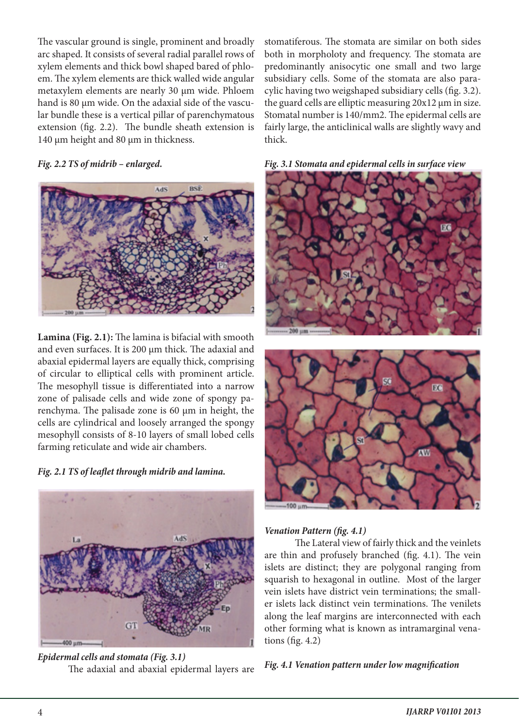The vascular ground is single, prominent and broadly arc shaped. It consists of several radial parallel rows of xylem elements and thick bowl shaped bared of phloem. The xylem elements are thick walled wide angular metaxylem elements are nearly 30 µm wide. Phloem hand is 80 µm wide. On the adaxial side of the vascular bundle these is a vertical pillar of parenchymatous extension (fig. 2.2). The bundle sheath extension is 140 µm height and 80 µm in thickness.

***Fig. 2.2 TS of midrib – enlarged.***

**Lamina (Fig. 2.1):** The lamina is bifacial with smooth and even surfaces. It is 200 µm thick. The adaxial and abaxial epidermal layers are equally thick, comprising of circular to elliptical cells with prominent article. The mesophyll tissue is differentiated into a narrow zone of palisade cells and wide zone of spongy parenchyma. The palisade zone is 60 µm in height, the cells are cylindrical and loosely arranged the spongy mesophyll consists of 8-10 layers of small lobed cells farming reticulate and wide air chambers.

***Fig. 2.1 TS of leaflet through midrib and lamina.***

***Epidermal cells and stomata (Fig. 3.1)***

The adaxial and abaxial epidermal layers are stomatiferous. The stomata are similar on both sides both in morpholoty and frequency. The stomata are predominantly anisocytic one small and two large subsidiary cells. Some of the stomata are also paracylic having two weigshaped subsidiary cells (fig. 3.2). the guard cells are elliptic measuring 20x12 µm in size. Stomatal number is 140/mm2. The epidermal cells are fairly large, the anticlinical walls are slightly wavy and thick.

***Fig. 3.1 Stomata and epidermal cells in surface view***

***Venation Pattern (fig. 4.1)***

The Lateral view of fairly thick and the veinlets are thin and profusely branched (fig. 4.1). The vein islets are distinct; they are polygonal ranging from squarish to hexagonal in outline. Most of the larger vein islets have district vein terminations; the smaller islets lack distinct vein terminations. The venilets along the leaf margins are interconnected with each other forming what is known as intramarginal venations (fig. 4.2)

***Fig. 4.1 Venation pattern under low magnification***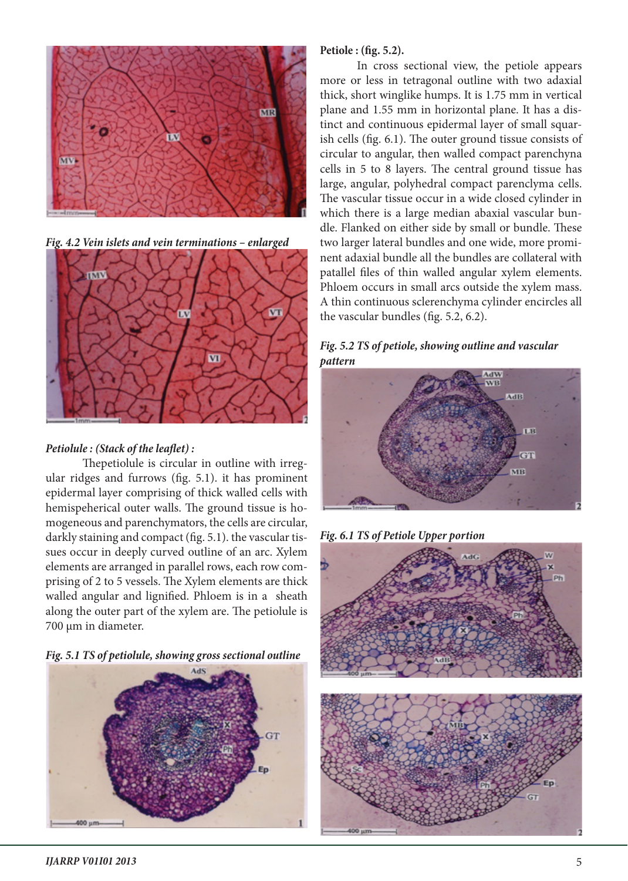*Fig. 4.2 Vein islets and vein terminations – enlarged*

***Petiolule : (Stack of the leaflet) :***

Thepetiolule is circular in outline with irregular ridges and furrows (fig. 5.1). it has prominent epidermal layer comprising of thick walled cells with hemispeherical outer walls. The ground tissue is homogeneous and parenchymators, the cells are circular, darkly staining and compact (fig. 5.1). the vascular tissues occur in deeply curved outline of an arc. Xylem elements are arranged in parallel rows, each row comprising of 2 to 5 vessels. The Xylem elements are thick walled angular and lignified. Phloem is in a sheath along the outer part of the xylem are. The petiolule is 700 µm in diameter.

*Fig. 5.1 TS of petiolule, showing gross sectional outline*

**Petiole : (fig. 5.2).**

In cross sectional view, the petiole appears more or less in tetragonal outline with two adaxial thick, short winglike humps. It is 1.75 mm in vertical plane and 1.55 mm in horizontal plane. It has a distinct and continuous epidermal layer of small squarish cells (fig. 6.1). The outer ground tissue consists of circular to angular, then walled compact parenchyna cells in 5 to 8 layers. The central ground tissue has large, angular, polyhedral compact parenclyma cells. The vascular tissue occur in a wide closed cylinder in which there is a large median abaxial vascular bundle. Flanked on either side by small or bundle. These two larger lateral bundles and one wide, more prominent adaxial bundle all the bundles are collateral with patallel files of thin walled angular xylem elements. Phloem occurs in small arcs outside the xylem mass. A thin continuous sclerenchyma cylinder encircles all the vascular bundles (fig. 5.2, 6.2).

*Fig. 5.2 TS of petiole, showing outline and vascular pattern*

*Fig. 6.1 TS of Petiole Upper portion*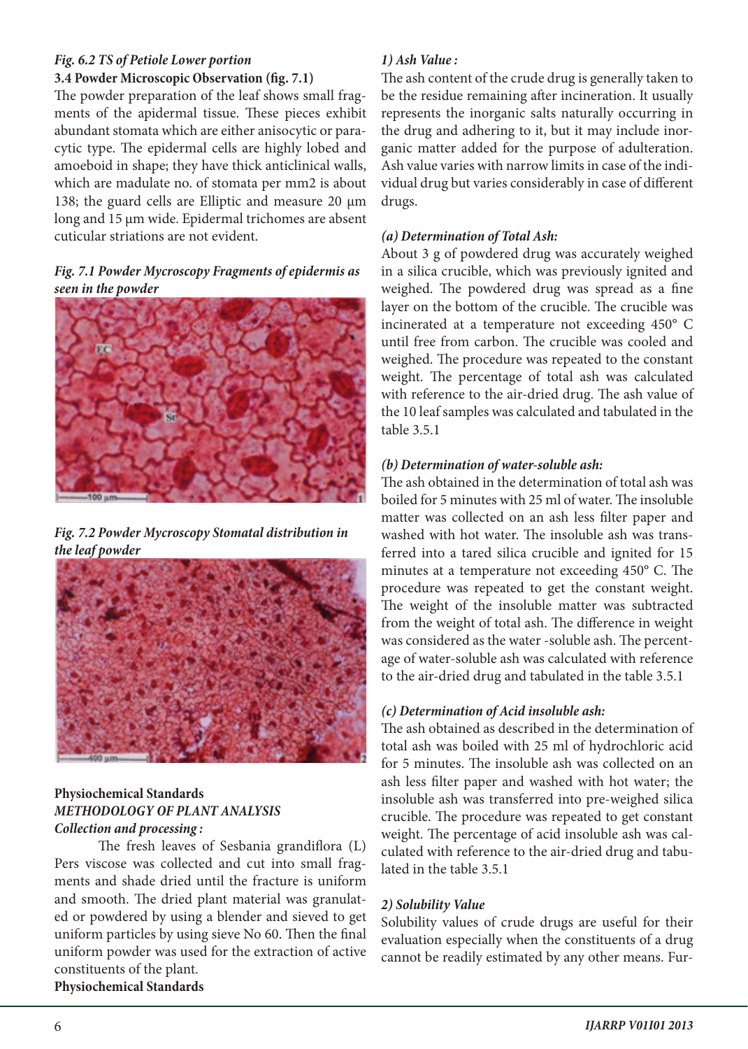*Fig. 6.2 TS of Petiole Lower portion*

**3.4 Powder Microscopic Observation (fig. 7.1)**

The powder preparation of the leaf shows small fragments of the apidermal tissue. These pieces exhibit abundant stomata which are either anisocytic or paracytic type. The epidermal cells are highly lobed and amoeboid in shape; they have thick anticlinical walls, which are madulate no. of stomata per mm2 is about 138; the guard cells are Elliptic and measure 20 µm long and 15 µm wide. Epidermal trichomes are absent cuticular striations are not evident.

*Fig. 7.1 Powder Mycroscopy Fragments of epidermis as seen in the powder*

*Fig. 7.2 Powder Mycroscopy Stomatal distribution in the leaf powder*

**Physiochemical Standards**

***METHODOLOGY OF PLANT ANALYSIS***

***Collection and processing :***

The fresh leaves of Sesbania grandiflora (L) Pers viscose was collected and cut into small fragments and shade dried until the fracture is uniform and smooth. The dried plant material was granulated or powdered by using a blender and sieved to get uniform particles by using sieve No 60. Then the final uniform powder was used for the extraction of active constituents of the plant.

**Physiochemical Standards**

***1) Ash Value :***

The ash content of the crude drug is generally taken to be the residue remaining after incineration. It usually represents the inorganic salts naturally occurring in the drug and adhering to it, but it may include inorganic matter added for the purpose of adulteration. Ash value varies with narrow limits in case of the individual drug but varies considerably in case of different drugs.

***(a) Determination of Total Ash:***

About 3 g of powdered drug was accurately weighed in a silica crucible, which was previously ignited and weighed. The powdered drug was spread as a fine layer on the bottom of the crucible. The crucible was incinerated at a temperature not exceeding 450° C until free from carbon. The crucible was cooled and weighed. The procedure was repeated to the constant weight. The percentage of total ash was calculated with reference to the air-dried drug. The ash value of the 10 leaf samples was calculated and tabulated in the table 3.5.1

***(b) Determination of water-soluble ash:***

The ash obtained in the determination of total ash was boiled for 5 minutes with 25 ml of water. The insoluble matter was collected on an ash less filter paper and washed with hot water. The insoluble ash was transferred into a tared silica crucible and ignited for 15 minutes at a temperature not exceeding 450° C. The procedure was repeated to get the constant weight. The weight of the insoluble matter was subtracted from the weight of total ash. The difference in weight was considered as the water -soluble ash. The percentage of water-soluble ash was calculated with reference to the air-dried drug and tabulated in the table 3.5.1

***(c) Determination of Acid insoluble ash:***

The ash obtained as described in the determination of total ash was boiled with 25 ml of hydrochloric acid for 5 minutes. The insoluble ash was collected on an ash less filter paper and washed with hot water; the insoluble ash was transferred into pre-weighed silica crucible. The procedure was repeated to get constant weight. The percentage of acid insoluble ash was calculated with reference to the air-dried drug and tabulated in the table 3.5.1

***2) Solubility Value***

Solubility values of crude drugs are useful for their evaluation especially when the constituents of a drug cannot be readily estimated by any other means. Fur-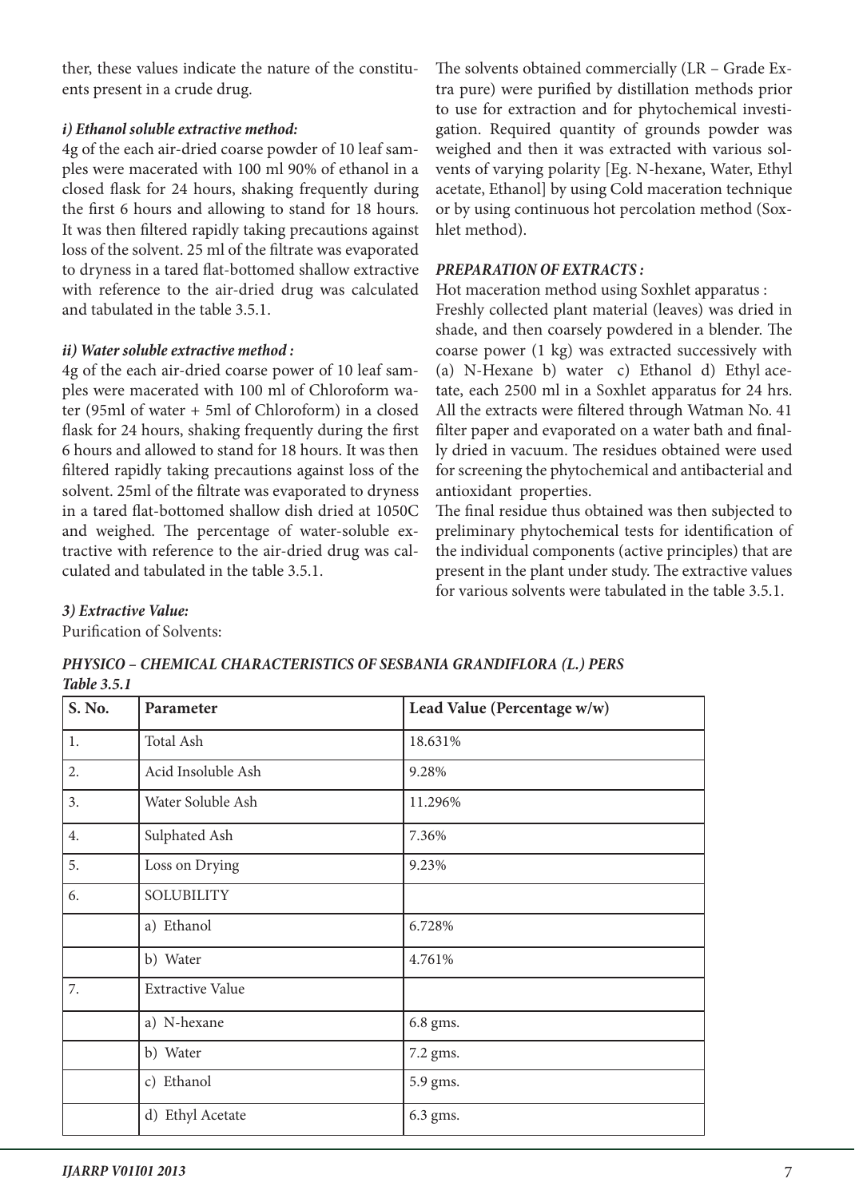ther, these values indicate the nature of the constituents present in a crude drug.

***i) Ethanol soluble extractive method:***

4g of the each air-dried coarse powder of 10 leaf samples were macerated with 100 ml 90% of ethanol in a closed flask for 24 hours, shaking frequently during the first 6 hours and allowing to stand for 18 hours. It was then filtered rapidly taking precautions against loss of the solvent. 25 ml of the filtrate was evaporated to dryness in a tared flat-bottomed shallow extractive with reference to the air-dried drug was calculated and tabulated in the table 3.5.1.

***ii) Water soluble extractive method :***

4g of the each air-dried coarse power of 10 leaf samples were macerated with 100 ml of Chloroform water (95ml of water + 5ml of Chloroform) in a closed flask for 24 hours, shaking frequently during the first 6 hours and allowed to stand for 18 hours. It was then filtered rapidly taking precautions against loss of the solvent. 25ml of the filtrate was evaporated to dryness in a tared flat-bottomed shallow dish dried at 1050C and weighed. The percentage of water-soluble extractive with reference to the air-dried drug was calculated and tabulated in the table 3.5.1.

***3) Extractive Value:***

Purification of Solvents:

The solvents obtained commercially (LR – Grade Extra pure) were purified by distillation methods prior to use for extraction and for phytochemical investigation. Required quantity of grounds powder was weighed and then it was extracted with various solvents of varying polarity [Eg. N-hexane, Water, Ethyl acetate, Ethanol] by using Cold maceration technique or by using continuous hot percolation method (Soxhlet method).

***PREPARATION OF EXTRACTS :***

Hot maceration method using Soxhlet apparatus :

Freshly collected plant material (leaves) was dried in shade, and then coarsely powdered in a blender. The coarse power (1 kg) was extracted successively with (a) N-Hexane b) water c) Ethanol d) Ethyl acetate, each 2500 ml in a Soxhlet apparatus for 24 hrs. All the extracts were filtered through Watman No. 41 filter paper and evaporated on a water bath and finally dried in vacuum. The residues obtained were used for screening the phytochemical and antibacterial and antioxidant properties.

The final residue thus obtained was then subjected to preliminary phytochemical tests for identification of the individual components (active principles) that are present in the plant under study. The extractive values for various solvents were tabulated in the table 3.5.1.

***PHYSICO – CHEMICAL CHARACTERISTICS OF SESBANIA GRANDIFLORA (L.) PERS***

***Table 3.5.1***

| S. No. | Parameter | Lead Value (Percentage w/w) |
|---|---|---|
| 1. | Total Ash | 18.631% |
| 2. | Acid Insoluble Ash | 9.28% |
| 3. | Water Soluble Ash | 11.296% |
| 4. | Sulphated Ash | 7.36% |
| 5. | Loss on Drying | 9.23% |
| 6. | SOLUBILITY | |
| | a) Ethanol | 6.728% |
| | b) Water | 4.761% |
| 7. | Extractive Value | |
| | a) N-hexane | 6.8 gms. |
| | b) Water | 7.2 gms. |
| | c) Ethanol | 5.9 gms. |
| | d) Ethyl Acetate | 6.3 gms. |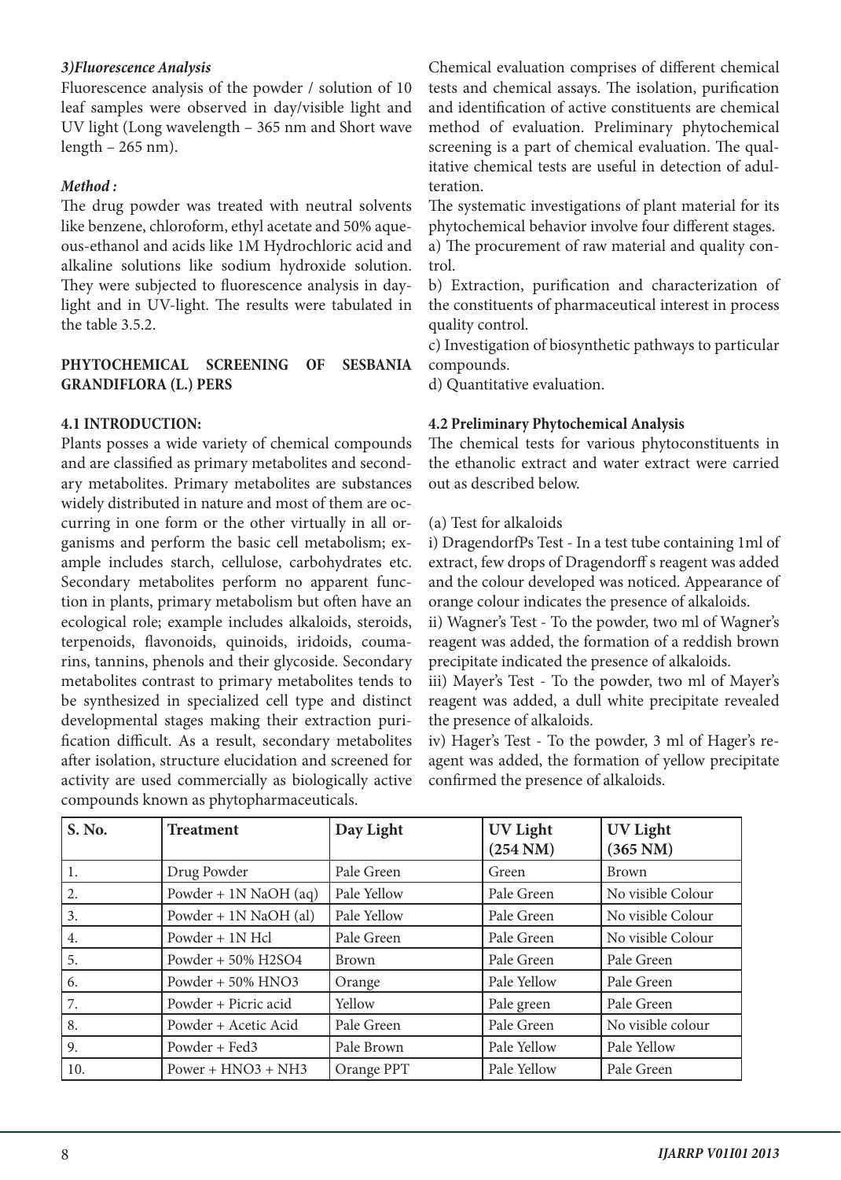### *3) Fluorescence Analysis*

Fluorescence analysis of the powder / solution of 10 leaf samples were observed in day/visible light and UV light (Long wavelength – 365 nm and Short wave length – 265 nm).

***Method :***

The drug powder was treated with neutral solvents like benzene, chloroform, ethyl acetate and 50% aqueous-ethanol and acids like 1M Hydrochloric acid and alkaline solutions like sodium hydroxide solution. They were subjected to fluorescence analysis in daylight and in UV-light. The results were tabulated in the table 3.5.2.

| S. No. | Treatment | Day Light | UV Light (254 NM) | UV Light (365 NM) |
|---|---|---|---|---|
| 1. | Drug Powder | Pale Green | Green | Brown |
| 2. | Powder + 1N NaOH (aq) | Pale Yellow | Pale Green | No visible Colour |
| 3. | Powder + 1N NaOH (al) | Pale Yellow | Pale Green | No visible Colour |
| 4. | Powder + 1N Hcl | Pale Green | Pale Green | No visible Colour |
| 5. | Powder + 50% H2SO4 | Brown | Pale Green | Pale Green |
| 6. | Powder + 50% HNO3 | Orange | Pale Yellow | Pale Green |
| 7. | Powder + Picric acid | Yellow | Pale green | Pale Green |
| 8. | Powder + Acetic Acid | Pale Green | Pale Green | No visible colour |
| 9. | Powder + Fed3 | Pale Brown | Pale Yellow | Pale Yellow |
| 10. | Power + HNO3 + NH3 | Orange PPT | Pale Yellow | Pale Green |

## PHYTOCHEMICAL SCREENING OF SESBANIA GRANDIFLORA (L.) PERS

### 4.1 INTRODUCTION:

Plants posses a wide variety of chemical compounds and are classified as primary metabolites and secondary metabolites. Primary metabolites are substances widely distributed in nature and most of them are occurring in one form or the other virtually in all organisms and perform the basic cell metabolism; example includes starch, cellulose, carbohydrates etc. Secondary metabolites perform no apparent function in plants, primary metabolism but often have an ecological role; example includes alkaloids, steroids, terpenoids, flavonoids, quinoids, iridoids, coumarins, tannins, phenols and their glycoside. Secondary metabolites contrast to primary metabolites tends to be synthesized in specialized cell type and distinct developmental stages making their extraction purification difficult. As a result, secondary metabolites after isolation, structure elucidation and screened for activity are used commercially as biologically active compounds known as phytopharmaceuticals.

Chemical evaluation comprises of different chemical tests and chemical assays. The isolation, purification and identification of active constituents are chemical method of evaluation. Preliminary phytochemical screening is a part of chemical evaluation. The qualitative chemical tests are useful in detection of adulteration.

The systematic investigations of plant material for its phytochemical behavior involve four different stages.

a) The procurement of raw material and quality control.

b) Extraction, purification and characterization of the constituents of pharmaceutical interest in process quality control.

c) Investigation of biosynthetic pathways to particular compounds.

d) Quantitative evaluation.

### 4.2 Preliminary Phytochemical Analysis

The chemical tests for various phytoconstituents in the ethanolic extract and water extract were carried out as described below.

(a) Test for alkaloids

i) DragendorfPs Test - In a test tube containing 1ml of extract, few drops of Dragendorff s reagent was added and the colour developed was noticed. Appearance of orange colour indicates the presence of alkaloids.

ii) Wagner's Test - To the powder, two ml of Wagner's reagent was added, the formation of a reddish brown precipitate indicated the presence of alkaloids.

iii) Mayer's Test - To the powder, two ml of Mayer's reagent was added, a dull white precipitate revealed the presence of alkaloids.

iv) Hager's Test - To the powder, 3 ml of Hager's reagent was added, the formation of yellow precipitate confirmed the presence of alkaloids.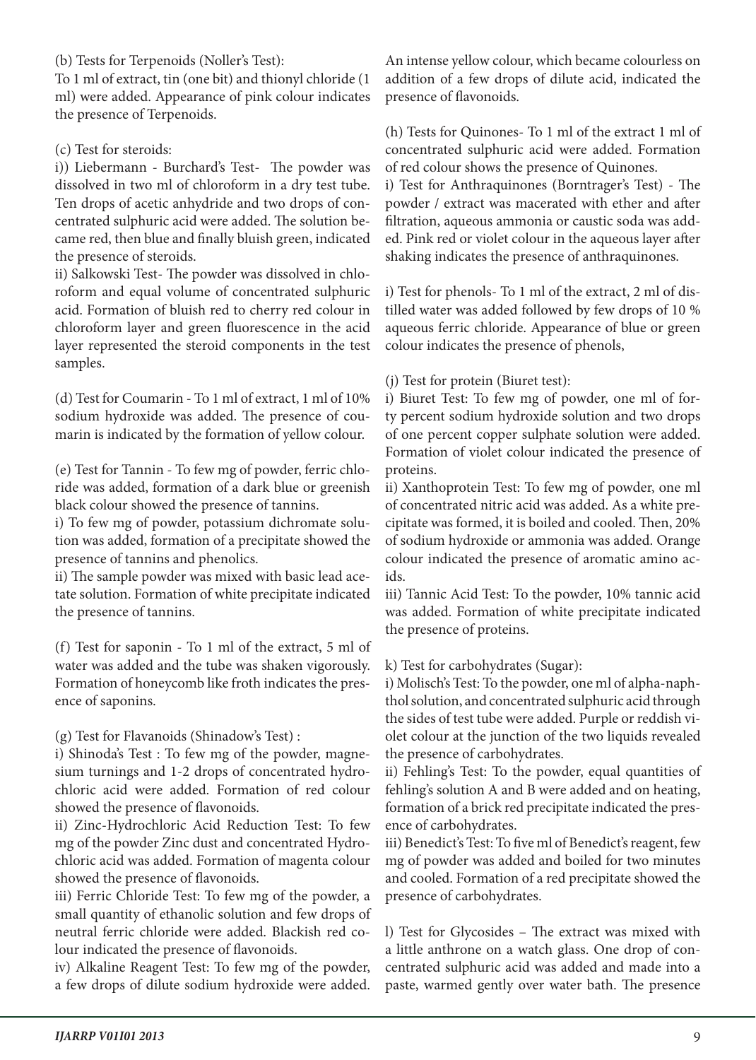(b) Tests for Terpenoids (Noller's Test):
To 1 ml of extract, tin (one bit) and thionyl chloride (1 ml) were added. Appearance of pink colour indicates the presence of Terpenoids.

(c) Test for steroids:
i)) Liebermann - Burchard's Test- The powder was dissolved in two ml of chloroform in a dry test tube. Ten drops of acetic anhydride and two drops of concentrated sulphuric acid were added. The solution became red, then blue and finally bluish green, indicated the presence of steroids.
ii) Salkowski Test- The powder was dissolved in chloroform and equal volume of concentrated sulphuric acid. Formation of bluish red to cherry red colour in chloroform layer and green fluorescence in the acid layer represented the steroid components in the test samples.

(d) Test for Coumarin - To 1 ml of extract, 1 ml of 10% sodium hydroxide was added. The presence of coumarin is indicated by the formation of yellow colour.

(e) Test for Tannin - To few mg of powder, ferric chloride was added, formation of a dark blue or greenish black colour showed the presence of tannins.
i) To few mg of powder, potassium dichromate solution was added, formation of a precipitate showed the presence of tannins and phenolics.
ii) The sample powder was mixed with basic lead acetate solution. Formation of white precipitate indicated the presence of tannins.

(f) Test for saponin - To 1 ml of the extract, 5 ml of water was added and the tube was shaken vigorously. Formation of honeycomb like froth indicates the presence of saponins.

(g) Test for Flavanoids (Shinadow's Test) :
i) Shinoda's Test : To few mg of the powder, magnesium turnings and 1-2 drops of concentrated hydrochloric acid were added. Formation of red colour showed the presence of flavonoids.
ii) Zinc-Hydrochloric Acid Reduction Test: To few mg of the powder Zinc dust and concentrated Hydrochloric acid was added. Formation of magenta colour showed the presence of flavonoids.
iii) Ferric Chloride Test: To few mg of the powder, a small quantity of ethanolic solution and few drops of neutral ferric chloride were added. Blackish red colour indicated the presence of flavonoids.
iv) Alkaline Reagent Test: To few mg of the powder, a few drops of dilute sodium hydroxide were added. An intense yellow colour, which became colourless on addition of a few drops of dilute acid, indicated the presence of flavonoids.

(h) Tests for Quinones- To 1 ml of the extract 1 ml of concentrated sulphuric acid were added. Formation of red colour shows the presence of Quinones.
i) Test for Anthraquinones (Borntrager's Test) - The powder / extract was macerated with ether and after filtration, aqueous ammonia or caustic soda was added. Pink red or violet colour in the aqueous layer after shaking indicates the presence of anthraquinones.

i) Test for phenols- To 1 ml of the extract, 2 ml of distilled water was added followed by few drops of 10 % aqueous ferric chloride. Appearance of blue or green colour indicates the presence of phenols,

(j) Test for protein (Biuret test):
i) Biuret Test: To few mg of powder, one ml of forty percent sodium hydroxide solution and two drops of one percent copper sulphate solution were added. Formation of violet colour indicated the presence of proteins.
ii) Xanthoprotein Test: To few mg of powder, one ml of concentrated nitric acid was added. As a white precipitate was formed, it is boiled and cooled. Then, 20% of sodium hydroxide or ammonia was added. Orange colour indicated the presence of aromatic amino acids.
iii) Tannic Acid Test: To the powder, 10% tannic acid was added. Formation of white precipitate indicated the presence of proteins.

k) Test for carbohydrates (Sugar):
i) Molisch's Test: To the powder, one ml of alpha-naphthol solution, and concentrated sulphuric acid through the sides of test tube were added. Purple or reddish violet colour at the junction of the two liquids revealed the presence of carbohydrates.
ii) Fehling's Test: To the powder, equal quantities of fehling's solution A and B were added and on heating, formation of a brick red precipitate indicated the presence of carbohydrates.
iii) Benedict's Test: To five ml of Benedict's reagent, few mg of powder was added and boiled for two minutes and cooled. Formation of a red precipitate showed the presence of carbohydrates.

l) Test for Glycosides – The extract was mixed with a little anthrone on a watch glass. One drop of concentrated sulphuric acid was added and made into a paste, warmed gently over water bath. The presence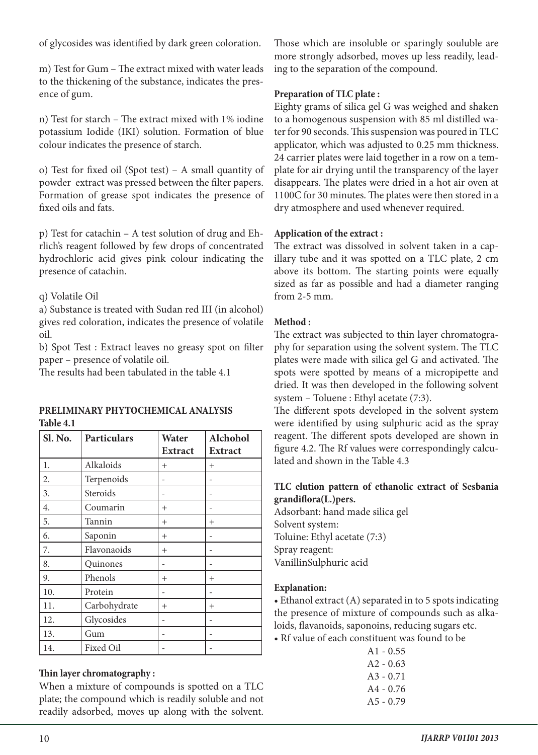of glycosides was identified by dark green coloration.

m) Test for Gum – The extract mixed with water leads to the thickening of the substance, indicates the presence of gum.

n) Test for starch – The extract mixed with 1% iodine potassium Iodide (IKI) solution. Formation of blue colour indicates the presence of starch.

o) Test for fixed oil (Spot test) – A small quantity of powder extract was pressed between the filter papers. Formation of grease spot indicates the presence of fixed oils and fats.

p) Test for catachin – A test solution of drug and Ehrlich's reagent followed by few drops of concentrated hydrochloric acid gives pink colour indicating the presence of catachin.

q) Volatile Oil

a) Substance is treated with Sudan red III (in alcohol) gives red coloration, indicates the presence of volatile oil.

b) Spot Test : Extract leaves no greasy spot on filter paper – presence of volatile oil.

The results had been tabulated in the table 4.1

**PRELIMINARY PHYTOCHEMICAL ANALYSIS**

**Table 4.1**

| Sl. No. | Particulars | Water Extract | Alchohol Extract |
|---|---|---|---|
| 1. | Alkaloids | + | + |
| 2. | Terpenoids | - | - |
| 3. | Steroids | - | - |
| 4. | Coumarin | + | - |
| 5. | Tannin | + | + |
| 6. | Saponin | + | - |
| 7. | Flavonaoids | + | - |
| 8. | Quinones | - | - |
| 9. | Phenols | + | + |
| 10. | Protein | - | - |
| 11. | Carbohydrate | + | + |
| 12. | Glycosides | - | - |
| 13. | Gum | - | - |
| 14. | Fixed Oil | - | - |

**Thin layer chromatography :**

When a mixture of compounds is spotted on a TLC plate; the compound which is readily soluble and not readily adsorbed, moves up along with the solvent. Those which are insoluble or sparingly souluble are more strongly adsorbed, moves up less readily, leading to the separation of the compound.

**Preparation of TLC plate :**

Eighty grams of silica gel G was weighed and shaken to a homogenous suspension with 85 ml distilled water for 90 seconds. This suspension was poured in TLC applicator, which was adjusted to 0.25 mm thickness. 24 carrier plates were laid together in a row on a template for air drying until the transparency of the layer disappears. The plates were dried in a hot air oven at 1100C for 30 minutes. The plates were then stored in a dry atmosphere and used whenever required.

**Application of the extract :**

The extract was dissolved in solvent taken in a capillary tube and it was spotted on a TLC plate, 2 cm above its bottom. The starting points were equally sized as far as possible and had a diameter ranging from 2-5 mm.

**Method :**

The extract was subjected to thin layer chromatography for separation using the solvent system. The TLC plates were made with silica gel G and activated. The spots were spotted by means of a micropipette and dried. It was then developed in the following solvent system – Toluene : Ethyl acetate (7:3).

The different spots developed in the solvent system were identified by using sulphuric acid as the spray reagent. The different spots developed are shown in figure 4.2. The Rf values were correspondingly calculated and shown in the Table 4.3

**TLC elution pattern of ethanolic extract of Sesbania grandiflora(L.)pers.**

Adsorbant: hand made silica gel

Solvent system:

Toluine: Ethyl acetate (7:3)

Spray reagent:

VanillinSulphuric acid

**Explanation:**

- Ethanol extract (A) separated in to 5 spots indicating the presence of mixture of compounds such as alkaloids, flavanoids, saponoins, reducing sugars etc.
- Rf value of each constituent was found to be

A1 - 0.55
A2 - 0.63
A3 - 0.71
A4 - 0.76
A5 - 0.79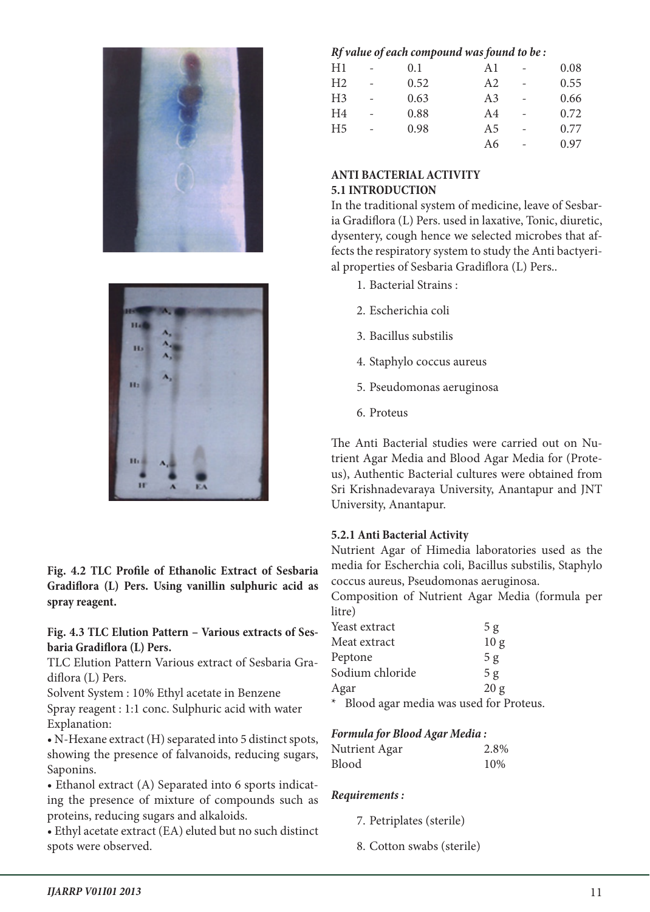**Fig. 4.2 TLC Profile of Ethanolic Extract of Sesbaria Gradiflora (L) Pers. Using vanillin sulphuric acid as spray reagent.**

**Fig. 4.3 TLC Elution Pattern – Various extracts of Sesbaria Gradiflora (L) Pers.**

TLC Elution Pattern Various extract of Sesbaria Gradiflora (L) Pers.

Solvent System : 10% Ethyl acetate in Benzene

Spray reagent : 1:1 conc. Sulphuric acid with water

Explanation:

- N-Hexane extract (H) separated into 5 distinct spots, showing the presence of falvanoids, reducing sugars, Saponins.
- Ethanol extract (A) Separated into 6 sports indicating the presence of mixture of compounds such as proteins, reducing sugars and alkaloids.
- Ethyl acetate extract (EA) eluted but no such distinct spots were observed.

***Rf value of each compound was found to be :***

| | | | | | |
|---|---|---|---|---|---|
| H1 | - | 0.1 | A1 | - | 0.08 |
| H2 | - | 0.52 | A2 | - | 0.55 |
| H3 | - | 0.63 | A3 | - | 0.66 |
| H4 | - | 0.88 | A4 | - | 0.72 |
| H5 | - | 0.98 | A5 | - | 0.77 |
| | | | A6 | - | 0.97 |

## ANTI BACTERIAL ACTIVITY

### 5.1 INTRODUCTION

In the traditional system of medicine, leave of Sesbaria Gradiflora (L) Pers. used in laxative, Tonic, diuretic, dysentery, cough hence we selected microbes that affects the respiratory system to study the Anti bactyerial properties of Sesbaria Gradiflora (L) Pers..

1. Bacterial Strains :
2. Escherichia coli
3. Bacillus substilis
4. Staphylo coccus aureus
5. Pseudomonas aeruginosa
6. Proteus

The Anti Bacterial studies were carried out on Nutrient Agar Media and Blood Agar Media for (Proteus), Authentic Bacterial cultures were obtained from Sri Krishnadevaraya University, Anantapur and JNT University, Anantapur.

### 5.2.1 Anti Bacterial Activity

Nutrient Agar of Himedia laboratories used as the media for Escherchia coli, Bacillus substilis, Staphylo coccus aureus, Pseudomonas aeruginosa.

Composition of Nutrient Agar Media (formula per litre)

| | |
|---|---|
| Yeast extract | 5 g |
| Meat extract | 10 g |
| Peptone | 5 g |
| Sodium chloride | 5 g |
| Agar | 20 g |

\* Blood agar media was used for Proteus.

***Formula for Blood Agar Media :***

| | |
|---|---|
| Nutrient Agar | 2.8% |
| Blood | 10% |

***Requirements :***

7. Petriplates (sterile)
8. Cotton swabs (sterile)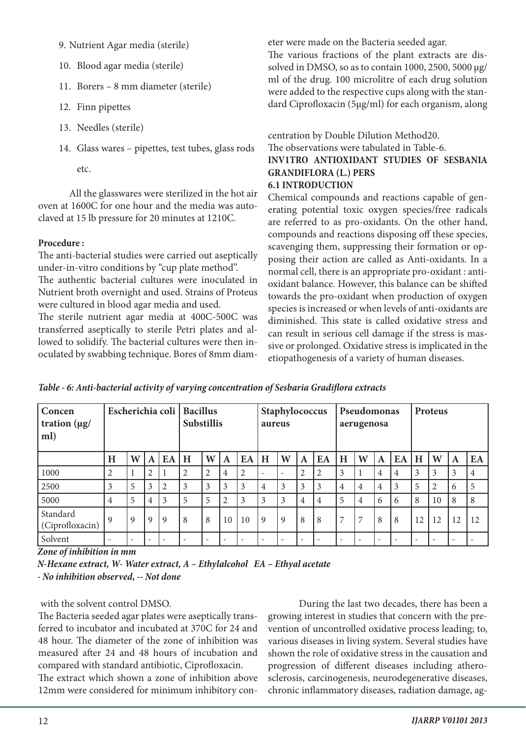9. Nutrient Agar media (sterile)
10. Blood agar media (sterile)
11. Borers – 8 mm diameter (sterile)
12. Finn pipettes
13. Needles (sterile)
14. Glass wares – pipettes, test tubes, glass rods etc.

All the glasswares were sterilized in the hot air oven at 1600C for one hour and the media was autoclaved at 15 lb pressure for 20 minutes at 1210C.

**Procedure :**

The anti-bacterial studies were carried out aseptically under-in-vitro conditions by "cup plate method".

The authentic bacterial cultures were inoculated in Nutrient broth overnight and used. Strains of Proteus were cultured in blood agar media and used.

The sterile nutrient agar media at 400C-500C was transferred aseptically to sterile Petri plates and allowed to solidify. The bacterial cultures were then inoculated by swabbing technique. Bores of 8mm diameter were made on the Bacteria seeded agar.

The various fractions of the plant extracts are dissolved in DMSO, so as to contain 1000, 2500, 5000 μg/ml of the drug. 100 microlitre of each drug solution were added to the respective cups along with the standard Ciprofloxacin (5μg/ml) for each organism, along with the solvent control DMSO.

The Bacteria seeded agar plates were aseptically transferred to incubator and incubated at 370C for 24 and 48 hour. The diameter of the zone of inhibition was measured after 24 and 48 hours of incubation and compared with standard antibiotic, Ciprofloxacin.

The extract which shown a zone of inhibition above 12mm were considered for minimum inhibitory concentration by Double Dilution Method20.

The observations were tabulated in Table-6.

*Table - 6: Anti-bacterial activity of varying concentration of Sesbaria Gradiflora extracts*

| Concen tration (μg/ml) | Escherichia coli | | | | Bacillus Substillis | | | | Staphylococcus aureus | | | | Pseudomonas aerugenosa | | | | Proteus | | | |
|---|---|---|---|---|---|---|---|---|---|---|---|---|---|---|---|---|---|---|---|---|
| | H | W | A | EA | H | W | A | EA | H | W | A | EA | H | W | A | EA | H | W | A | EA |
| 1000 | 2 | 1 | 2 | 1 | 2 | 2 | 4 | 2 | - | - | 2 | 2 | 3 | 1 | 4 | 4 | 3 | 3 | 3 | 4 |
| 2500 | 3 | 5 | 3 | 2 | 3 | 3 | 3 | 3 | 4 | 3 | 3 | 3 | 4 | 4 | 4 | 3 | 5 | 2 | 6 | 5 |
| 5000 | 4 | 5 | 4 | 3 | 5 | 5 | 2 | 3 | 3 | 3 | 4 | 4 | 5 | 4 | 6 | 6 | 8 | 10 | 8 | 8 |
| Standard (Ciprofloxacin) | 9 | 9 | 9 | 9 | 8 | 8 | 10 | 10 | 9 | 9 | 8 | 8 | 7 | 7 | 8 | 8 | 12 | 12 | 12 | 12 |
| Solvent | - | - | - | - | - | - | - | - | - | - | - | - | - | - | - | - | - | - | - | - |

***Zone of inhibition in mm***

***N-Hexane extract, W- Water extract, A – Ethylalcohol EA – Ethyal acetate***

***- No inhibition observed, -- Not done***

## INV1TRO ANTIOXIDANT STUDIES OF SESBANIA GRANDIFLORA (L.) PERS

### 6.1 INTRODUCTION

Chemical compounds and reactions capable of generating potential toxic oxygen species/free radicals are referred to as pro-oxidants. On the other hand, compounds and reactions disposing off these species, scavenging them, suppressing their formation or opposing their action are called as Anti-oxidants. In a normal cell, there is an appropriate pro-oxidant : anti-oxidant balance. However, this balance can be shifted towards the pro-oxidant when production of oxygen species is increased or when levels of anti-oxidants are diminished. This state is called oxidative stress and can result in serious cell damage if the stress is massive or prolonged. Oxidative stress is implicated in the etiopathogenesis of a variety of human diseases.

During the last two decades, there has been a growing interest in studies that concern with the prevention of uncontrolled oxidative process leading; to, various diseases in living system. Several studies have shown the role of oxidative stress in the causation and progression of different diseases including atherosclerosis, carcinogenesis, neurodegenerative diseases, chronic inflammatory diseases, radiation damage, ag-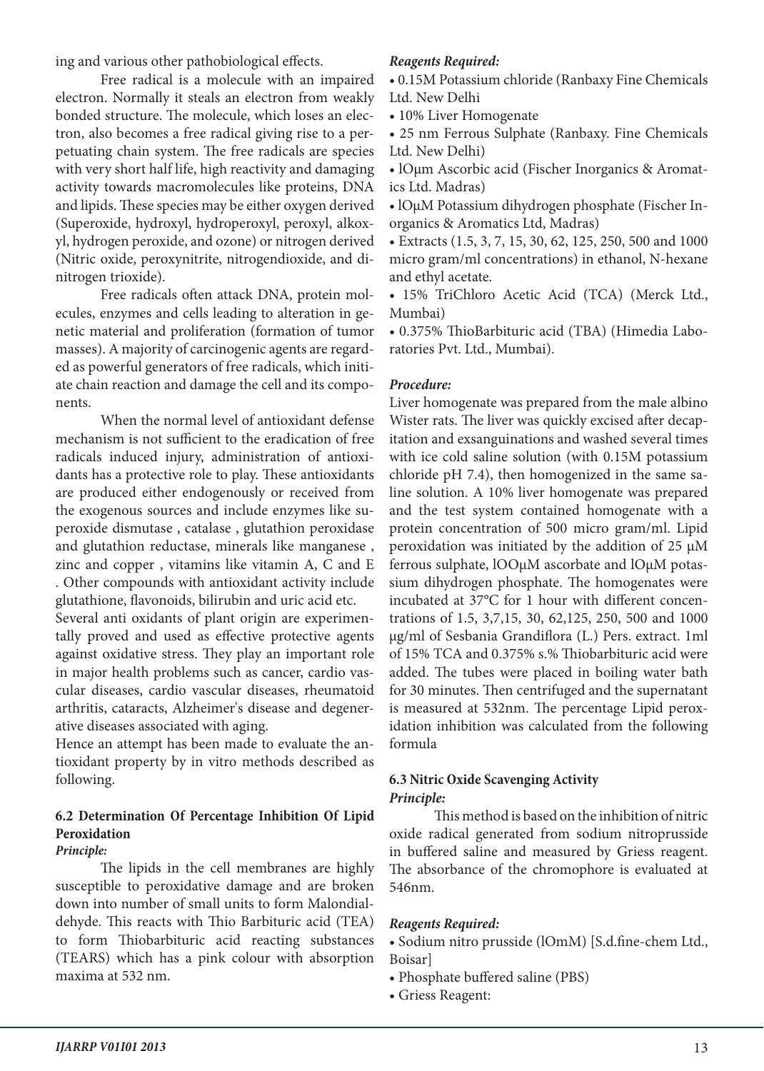ing and various other pathobiological effects.

Free radical is a molecule with an impaired electron. Normally it steals an electron from weakly bonded structure. The molecule, which loses an electron, also becomes a free radical giving rise to a perpetuating chain system. The free radicals are species with very short half life, high reactivity and damaging activity towards macromolecules like proteins, DNA and lipids. These species may be either oxygen derived (Superoxide, hydroxyl, hydroperoxyl, peroxyl, alkoxyl, hydrogen peroxide, and ozone) or nitrogen derived (Nitric oxide, peroxynitrite, nitrogendioxide, and dinitrogen trioxide).

Free radicals often attack DNA, protein molecules, enzymes and cells leading to alteration in genetic material and proliferation (formation of tumor masses). A majority of carcinogenic agents are regarded as powerful generators of free radicals, which initiate chain reaction and damage the cell and its components.

When the normal level of antioxidant defense mechanism is not sufficient to the eradication of free radicals induced injury, administration of antioxidants has a protective role to play. These antioxidants are produced either endogenously or received from the exogenous sources and include enzymes like superoxide dismutase , catalase , glutathion peroxidase and glutathion reductase, minerals like manganese , zinc and copper , vitamins like vitamin A, C and E . Other compounds with antioxidant activity include glutathione, flavonoids, bilirubin and uric acid etc.

Several anti oxidants of plant origin are experimentally proved and used as effective protective agents against oxidative stress. They play an important role in major health problems such as cancer, cardio vascular diseases, cardio vascular diseases, rheumatoid arthritis, cataracts, Alzheimer's disease and degenerative diseases associated with aging.

Hence an attempt has been made to evaluate the antioxidant property by in vitro methods described as following.

### 6.2 Determination Of Percentage Inhibition Of Lipid Peroxidation

***Principle:***

The lipids in the cell membranes are highly susceptible to peroxidative damage and are broken down into number of small units to form Malondialdehyde. This reacts with Thio Barbituric acid (TEA) to form Thiobarbituric acid reacting substances (TEARS) which has a pink colour with absorption maxima at 532 nm.

***Reagents Required:***

- 0.15M Potassium chloride (Ranbaxy Fine Chemicals Ltd. New Delhi
- 10% Liver Homogenate
- 25 nm Ferrous Sulphate (Ranbaxy. Fine Chemicals Ltd. New Delhi)
- lOμm Ascorbic acid (Fischer Inorganics & Aromatics Ltd. Madras)
- lOμM Potassium dihydrogen phosphate (Fischer Inorganics & Aromatics Ltd, Madras)
- Extracts (1.5, 3, 7, 15, 30, 62, 125, 250, 500 and 1000 micro gram/ml concentrations) in ethanol, N-hexane and ethyl acetate.
- 15% TriChloro Acetic Acid (TCA) (Merck Ltd., Mumbai)
- 0.375% ThioBarbituric acid (TBA) (Himedia Laboratories Pvt. Ltd., Mumbai).

***Procedure:***

Liver homogenate was prepared from the male albino Wister rats. The liver was quickly excised after decapitation and exsanguinations and washed several times with ice cold saline solution (with 0.15M potassium chloride pH 7.4), then homogenized in the same saline solution. A 10% liver homogenate was prepared and the test system contained homogenate with a protein concentration of 500 micro gram/ml. Lipid peroxidation was initiated by the addition of 25 μM ferrous sulphate, lOOμM ascorbate and lOμM potassium dihydrogen phosphate. The homogenates were incubated at 37°C for 1 hour with different concentrations of 1.5, 3,7,15, 30, 62,125, 250, 500 and 1000 μg/ml of Sesbania Grandiflora (L.) Pers. extract. 1ml of 15% TCA and 0.375% s.% Thiobarbituric acid were added. The tubes were placed in boiling water bath for 30 minutes. Then centrifuged and the supernatant is measured at 532nm. The percentage Lipid peroxidation inhibition was calculated from the following formula

### 6.3 Nitric Oxide Scavenging Activity

***Principle:***

This method is based on the inhibition of nitric oxide radical generated from sodium nitroprusside in buffered saline and measured by Griess reagent. The absorbance of the chromophore is evaluated at 546nm.

***Reagents Required:***

- Sodium nitro prusside (lOmM) [S.d.fine-chem Ltd., Boisar]
- Phosphate buffered saline (PBS)
- Griess Reagent: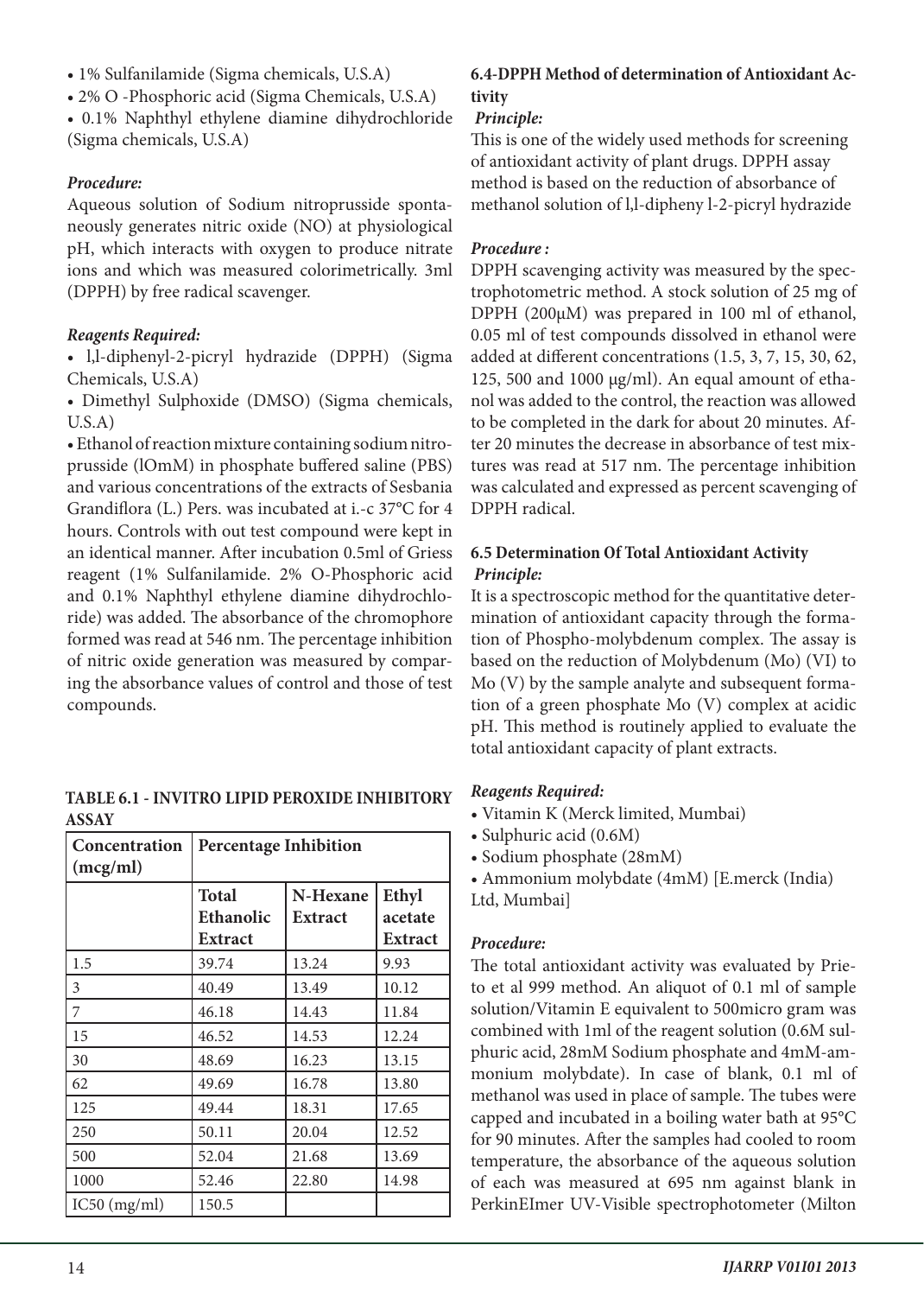- 1% Sulfanilamide (Sigma chemicals, U.S.A)
- 2% O -Phosphoric acid (Sigma Chemicals, U.S.A)
- 0.1% Naphthyl ethylene diamine dihydrochloride (Sigma chemicals, U.S.A)

***Procedure:***

Aqueous solution of Sodium nitroprusside spontaneously generates nitric oxide (NO) at physiological pH, which interacts with oxygen to produce nitrate ions and which was measured colorimetrically. 3ml (DPPH) by free radical scavenger.

***Reagents Required:***

- l,l-diphenyl-2-picryl hydrazide (DPPH) (Sigma Chemicals, U.S.A)
- Dimethyl Sulphoxide (DMSO) (Sigma chemicals, U.S.A)
- Ethanol of reaction mixture containing sodium nitroprusside (lOmM) in phosphate buffered saline (PBS) and various concentrations of the extracts of Sesbania Grandiflora (L.) Pers. was incubated at i.-c 37°C for 4 hours. Controls with out test compound were kept in an identical manner. After incubation 0.5ml of Griess reagent (1% Sulfanilamide. 2% O-Phosphoric acid and 0.1% Naphthyl ethylene diamine dihydrochloride) was added. The absorbance of the chromophore formed was read at 546 nm. The percentage inhibition of nitric oxide generation was measured by comparing the absorbance values of control and those of test compounds.

**TABLE 6.1 - INVITRO LIPID PEROXIDE INHIBITORY ASSAY**

| Concentration (mcg/ml) | Percentage Inhibition | | |
|---|---|---|---|
| | Total Ethanolic Extract | N-Hexane Extract | Ethyl acetate Extract |
| 1.5 | 39.74 | 13.24 | 9.93 |
| 3 | 40.49 | 13.49 | 10.12 |
| 7 | 46.18 | 14.43 | 11.84 |
| 15 | 46.52 | 14.53 | 12.24 |
| 30 | 48.69 | 16.23 | 13.15 |
| 62 | 49.69 | 16.78 | 13.80 |
| 125 | 49.44 | 18.31 | 17.65 |
| 250 | 50.11 | 20.04 | 12.52 |
| 500 | 52.04 | 21.68 | 13.69 |
| 1000 | 52.46 | 22.80 | 14.98 |
| IC50 (mg/ml) | 150.5 | | |

### 6.4-DPPH Method of determination of Antioxidant Activity

***Principle:***

This is one of the widely used methods for screening of antioxidant activity of plant drugs. DPPH assay method is based on the reduction of absorbance of methanol solution of l,l-dipheny l-2-picryl hydrazide

***Procedure :***

DPPH scavenging activity was measured by the spectrophotometric method. A stock solution of 25 mg of DPPH (200µM) was prepared in 100 ml of ethanol, 0.05 ml of test compounds dissolved in ethanol were added at different concentrations (1.5, 3, 7, 15, 30, 62, 125, 500 and 1000 µg/ml). An equal amount of ethanol was added to the control, the reaction was allowed to be completed in the dark for about 20 minutes. After 20 minutes the decrease in absorbance of test mixtures was read at 517 nm. The percentage inhibition was calculated and expressed as percent scavenging of DPPH radical.

### 6.5 Determination Of Total Antioxidant Activity

***Principle:***

It is a spectroscopic method for the quantitative determination of antioxidant capacity through the formation of Phospho-molybdenum complex. The assay is based on the reduction of Molybdenum (Mo) (VI) to Mo (V) by the sample analyte and subsequent formation of a green phosphate Mo (V) complex at acidic pH. This method is routinely applied to evaluate the total antioxidant capacity of plant extracts.

***Reagents Required:***

- Vitamin K (Merck limited, Mumbai)
- Sulphuric acid (0.6M)
- Sodium phosphate (28mM)
- Ammonium molybdate (4mM) [E.merck (India) Ltd, Mumbai]

***Procedure:***

The total antioxidant activity was evaluated by Prieto et al 999 method. An aliquot of 0.1 ml of sample solution/Vitamin E equivalent to 500micro gram was combined with 1ml of the reagent solution (0.6M sulphuric acid, 28mM Sodium phosphate and 4mM-ammonium molybdate). In case of blank, 0.1 ml of methanol was used in place of sample. The tubes were capped and incubated in a boiling water bath at 95°C for 90 minutes. After the samples had cooled to room temperature, the absorbance of the aqueous solution of each was measured at 695 nm against blank in PerkinEImer UV-Visible spectrophotometer (Milton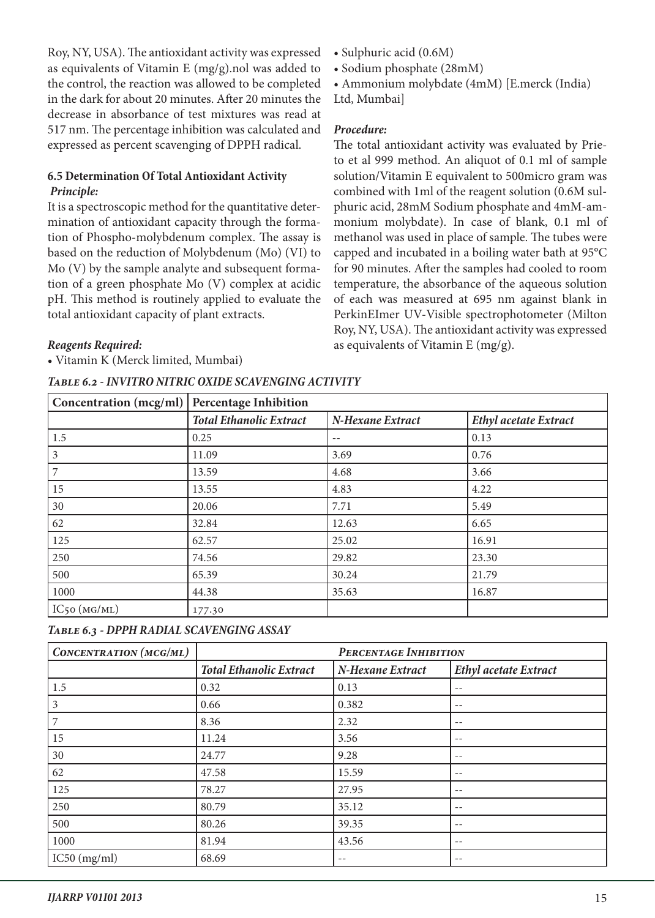Roy, NY, USA). The antioxidant activity was expressed as equivalents of Vitamin E (mg/g).nol was added to the control, the reaction was allowed to be completed in the dark for about 20 minutes. After 20 minutes the decrease in absorbance of test mixtures was read at 517 nm. The percentage inhibition was calculated and expressed as percent scavenging of DPPH radical.

### 6.5 Determination Of Total Antioxidant Activity

***Principle:***

It is a spectroscopic method for the quantitative determination of antioxidant capacity through the formation of Phospho-molybdenum complex. The assay is based on the reduction of Molybdenum (Mo) (VI) to Mo (V) by the sample analyte and subsequent formation of a green phosphate Mo (V) complex at acidic pH. This method is routinely applied to evaluate the total antioxidant capacity of plant extracts.

***Reagents Required:***

- Vitamin K (Merck limited, Mumbai)
- Sulphuric acid (0.6M)
- Sodium phosphate (28mM)
- Ammonium molybdate (4mM) [E.merck (India) Ltd, Mumbai]

***Procedure:***

The total antioxidant activity was evaluated by Prieto et al 999 method. An aliquot of 0.1 ml of sample solution/Vitamin E equivalent to 500micro gram was combined with 1ml of the reagent solution (0.6M sulphuric acid, 28mM Sodium phosphate and 4mM-ammonium molybdate). In case of blank, 0.1 ml of methanol was used in place of sample. The tubes were capped and incubated in a boiling water bath at 95°C for 90 minutes. After the samples had cooled to room temperature, the absorbance of the aqueous solution of each was measured at 695 nm against blank in PerkinEImer UV-Visible spectrophotometer (Milton Roy, NY, USA). The antioxidant activity was expressed as equivalents of Vitamin E (mg/g).

***Table 6.2 - INVITRO NITRIC OXIDE SCAVENGING ACTIVITY***

| Concentration (mcg/ml) | Percentage Inhibition | | |
|---|---|---|---|
| | *Total Ethanolic Extract* | *N-Hexane Extract* | *Ethyl acetate Extract* |
| 1.5 | 0.25 | -- | 0.13 |
| 3 | 11.09 | 3.69 | 0.76 |
| 7 | 13.59 | 4.68 | 3.66 |
| 15 | 13.55 | 4.83 | 4.22 |
| 30 | 20.06 | 7.71 | 5.49 |
| 62 | 32.84 | 12.63 | 6.65 |
| 125 | 62.57 | 25.02 | 16.91 |
| 250 | 74.56 | 29.82 | 23.30 |
| 500 | 65.39 | 30.24 | 21.79 |
| 1000 | 44.38 | 35.63 | 16.87 |
| IC50 (MG/ML) | 177.30 | | |

***Table 6.3 - DPPH RADIAL SCAVENGING ASSAY***

| *Concentration (mcg/ml)* | *Percentage Inhibition* | | |
|---|---|---|---|
| | *Total Ethanolic Extract* | *N-Hexane Extract* | *Ethyl acetate Extract* |
| 1.5 | 0.32 | 0.13 | -- |
| 3 | 0.66 | 0.382 | -- |
| 7 | 8.36 | 2.32 | -- |
| 15 | 11.24 | 3.56 | -- |
| 30 | 24.77 | 9.28 | -- |
| 62 | 47.58 | 15.59 | -- |
| 125 | 78.27 | 27.95 | -- |
| 250 | 80.79 | 35.12 | -- |
| 500 | 80.26 | 39.35 | -- |
| 1000 | 81.94 | 43.56 | -- |
| IC50 (mg/ml) | 68.69 | -- | -- |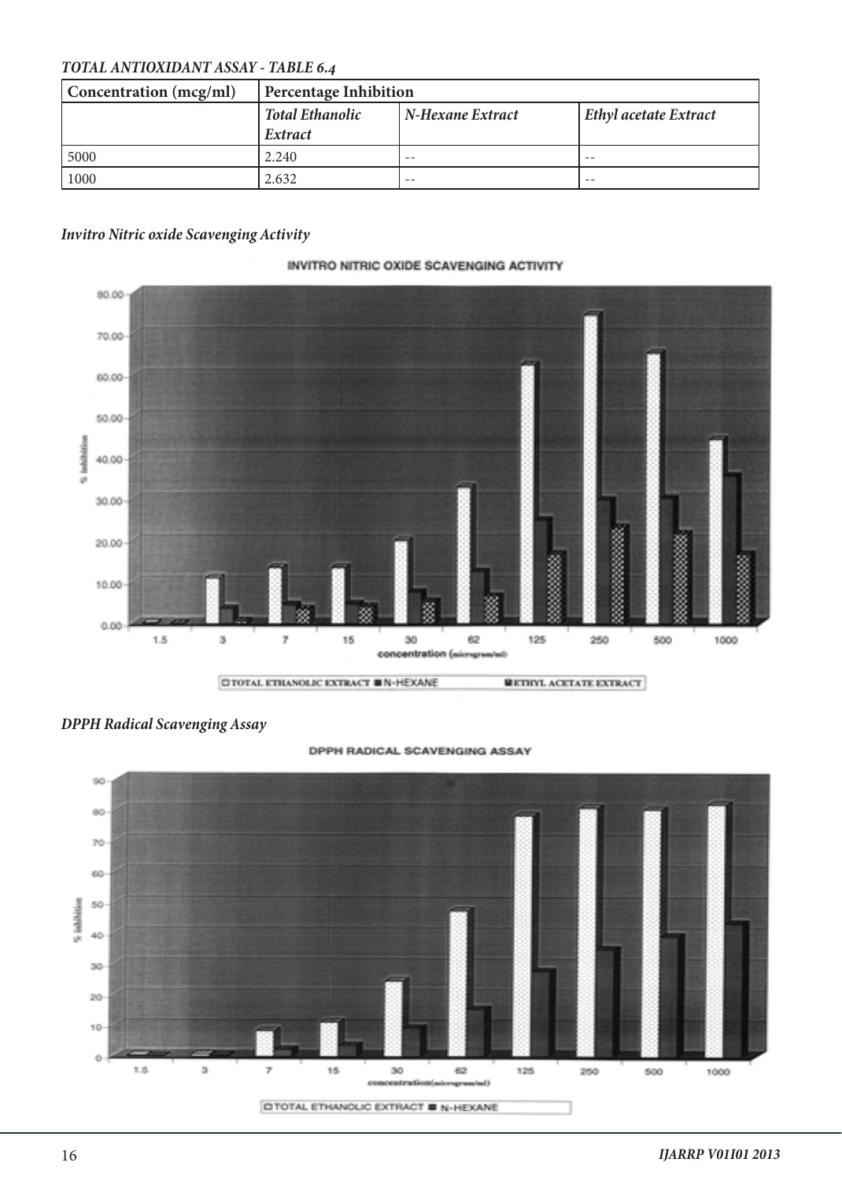*TOTAL ANTIOXIDANT ASSAY - TABLE 6.4*

| Concentration (mcg/ml) | Percentage Inhibition | | |
|---|---|---|---|
| | *Total Ethanolic Extract* | *N-Hexane Extract* | *Ethyl acetate Extract* |
| 5000 | 2.240 | -- | -- |
| 1000 | 2.632 | -- | -- |

*Invitro Nitric oxide Scavenging Activity*

INVITRO NITRIC OXIDE SCAVENGING ACTIVITY

*DPPH Radical Scavenging Assay*

DPPH RADICAL SCAVENGING ASSAY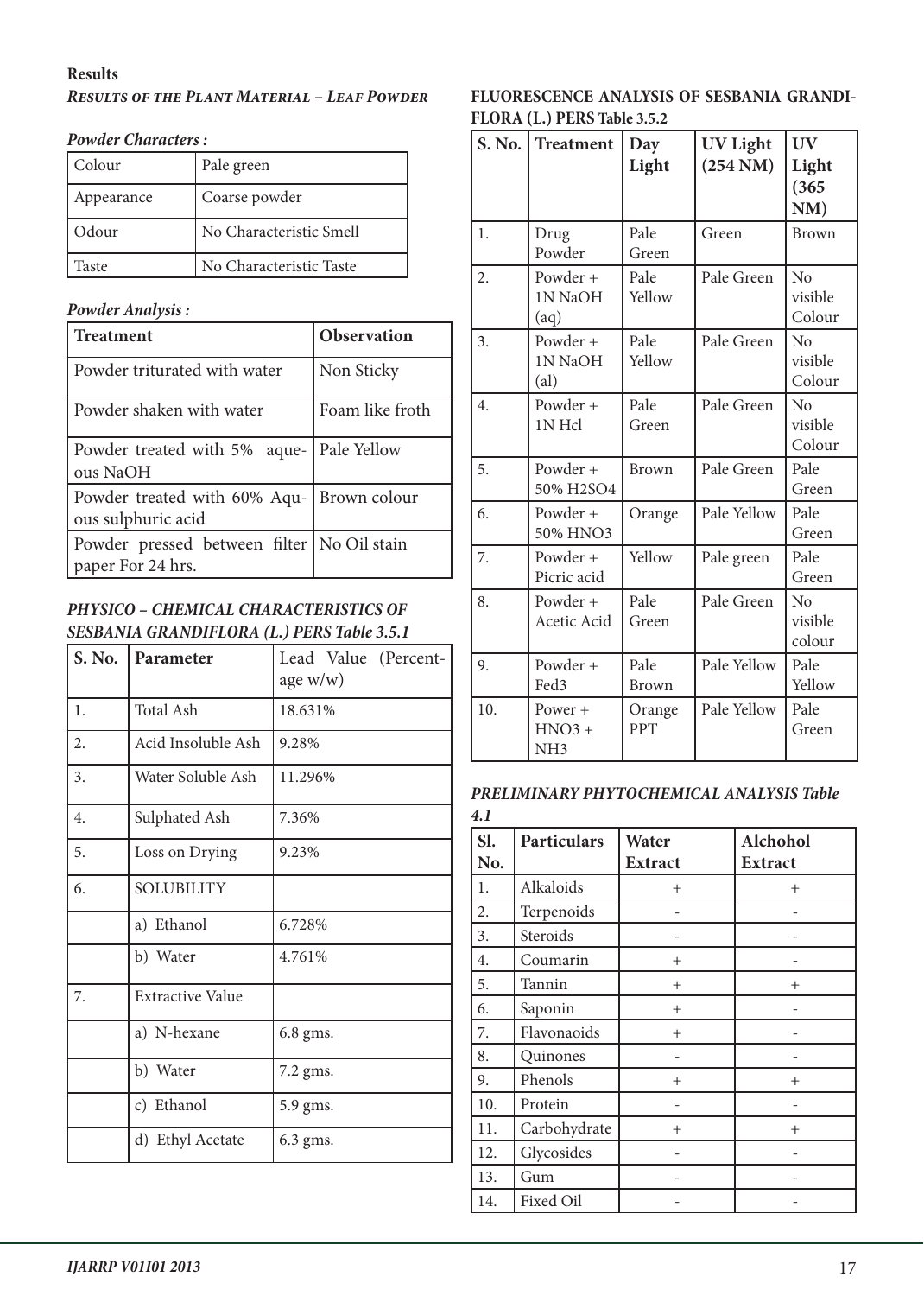**Results**

***Results of the Plant Material – Leaf Powder***

***Powder Characters :***

| Colour | Pale green |
|---|---|
| Appearance | Coarse powder |
| Odour | No Characteristic Smell |
| Taste | No Characteristic Taste |

***Powder Analysis :***

| Treatment | Observation |
|---|---|
| Powder triturated with water | Non Sticky |
| Powder shaken with water | Foam like froth |
| Powder treated with 5% aqueous NaOH | Pale Yellow |
| Powder treated with 60% Aqueous sulphuric acid | Brown colour |
| Powder pressed between filter paper For 24 hrs. | No Oil stain |

***PHYSICO – CHEMICAL CHARACTERISTICS OF SESBANIA GRANDIFLORA (L.) PERS Table 3.5.1***

| S. No. | Parameter | Lead Value (Percentage w/w) |
|---|---|---|
| 1. | Total Ash | 18.631% |
| 2. | Acid Insoluble Ash | 9.28% |
| 3. | Water Soluble Ash | 11.296% |
| 4. | Sulphated Ash | 7.36% |
| 5. | Loss on Drying | 9.23% |
| 6. | SOLUBILITY | |
| | a) Ethanol | 6.728% |
| | b) Water | 4.761% |
| 7. | Extractive Value | |
| | a) N-hexane | 6.8 gms. |
| | b) Water | 7.2 gms. |
| | c) Ethanol | 5.9 gms. |
| | d) Ethyl Acetate | 6.3 gms. |

**FLUORESCENCE ANALYSIS OF SESBANIA GRANDIFLORA (L.) PERS Table 3.5.2**

| S. No. | Treatment | Day Light | UV Light (254 NM) | UV Light (365 NM) |
|---|---|---|---|---|
| 1. | Drug Powder | Pale Green | Green | Brown |
| 2. | Powder + 1N NaOH (aq) | Pale Yellow | Pale Green | No visible Colour |
| 3. | Powder + 1N NaOH (al) | Pale Yellow | Pale Green | No visible Colour |
| 4. | Powder + 1N Hcl | Pale Green | Pale Green | No visible Colour |
| 5. | Powder + 50% H2SO4 | Brown | Pale Green | Pale Green |
| 6. | Powder + 50% HNO3 | Orange | Pale Yellow | Pale Green |
| 7. | Powder + Picric acid | Yellow | Pale green | Pale Green |
| 8. | Powder + Acetic Acid | Pale Green | Pale Green | No visible colour |
| 9. | Powder + Fed3 | Pale Brown | Pale Yellow | Pale Yellow |
| 10. | Power + HNO3 + NH3 | Orange PPT | Pale Yellow | Pale Green |

***PRELIMINARY PHYTOCHEMICAL ANALYSIS Table 4.1***

| Sl. No. | Particulars | Water Extract | Alchohol Extract |
|---|---|---|---|
| 1. | Alkaloids | + | + |
| 2. | Terpenoids | - | - |
| 3. | Steroids | - | - |
| 4. | Coumarin | + | - |
| 5. | Tannin | + | + |
| 6. | Saponin | + | - |
| 7. | Flavonaoids | + | - |
| 8. | Quinones | - | - |
| 9. | Phenols | + | + |
| 10. | Protein | - | - |
| 11. | Carbohydrate | + | + |
| 12. | Glycosides | - | - |
| 13. | Gum | - | - |
| 14. | Fixed Oil | - | - |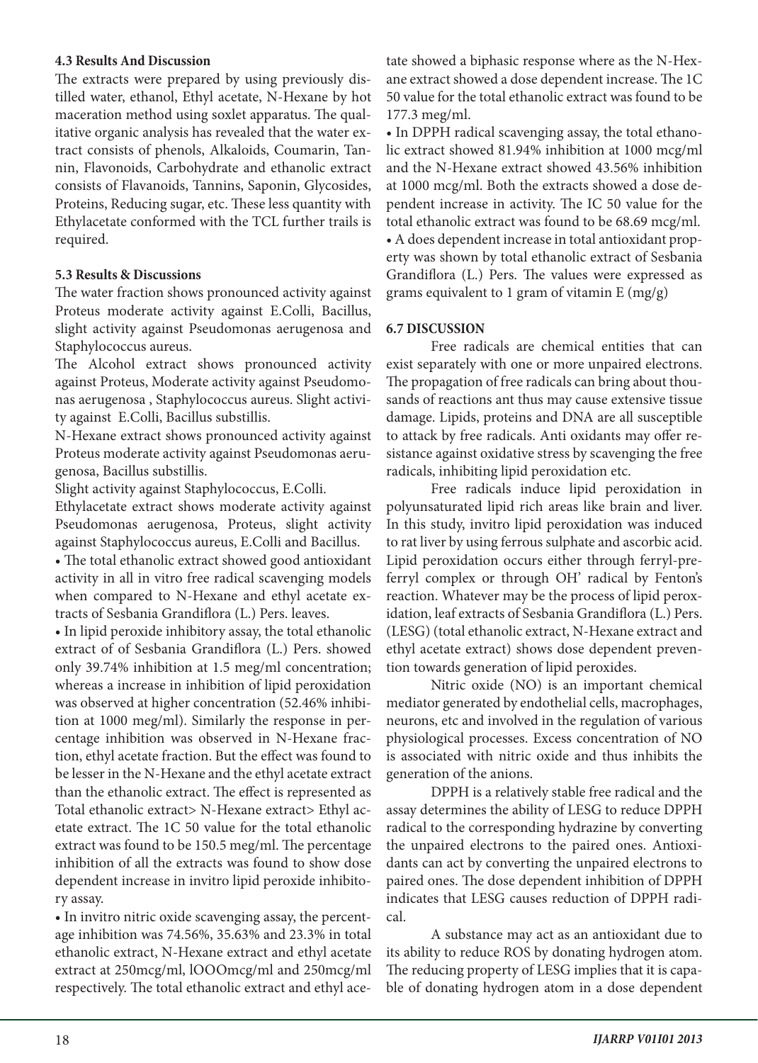#### 4.3 Results And Discussion

The extracts were prepared by using previously distilled water, ethanol, Ethyl acetate, N-Hexane by hot maceration method using soxlet apparatus. The qualitative organic analysis has revealed that the water extract consists of phenols, Alkaloids, Coumarin, Tannin, Flavonoids, Carbohydrate and ethanolic extract consists of Flavanoids, Tannins, Saponin, Glycosides, Proteins, Reducing sugar, etc. These less quantity with Ethylacetate conformed with the TCL further trails is required.

#### 5.3 Results & Discussions

The water fraction shows pronounced activity against Proteus moderate activity against E.Colli, Bacillus, slight activity against Pseudomonas aerugenosa and Staphylococcus aureus.

The Alcohol extract shows pronounced activity against Proteus, Moderate activity against Pseudomonas aerugenosa , Staphylococcus aureus. Slight activity against E.Colli, Bacillus substillis.

N-Hexane extract shows pronounced activity against Proteus moderate activity against Pseudomonas aerugenosa, Bacillus substillis.

Slight activity against Staphylococcus, E.Colli.

Ethylacetate extract shows moderate activity against Pseudomonas aerugenosa, Proteus, slight activity against Staphylococcus aureus, E.Colli and Bacillus.

- The total ethanolic extract showed good antioxidant activity in all in vitro free radical scavenging models when compared to N-Hexane and ethyl acetate extracts of Sesbania Grandiflora (L.) Pers. leaves.
- In lipid peroxide inhibitory assay, the total ethanolic extract of of Sesbania Grandiflora (L.) Pers. showed only 39.74% inhibition at 1.5 meg/ml concentration; whereas a increase in inhibition of lipid peroxidation was observed at higher concentration (52.46% inhibition at 1000 meg/ml). Similarly the response in percentage inhibition was observed in N-Hexane fraction, ethyl acetate fraction. But the effect was found to be lesser in the N-Hexane and the ethyl acetate extract than the ethanolic extract. The effect is represented as Total ethanolic extract> N-Hexane extract> Ethyl acetate extract. The 1C 50 value for the total ethanolic extract was found to be 150.5 meg/ml. The percentage inhibition of all the extracts was found to show dose dependent increase in invitro lipid peroxide inhibitory assay.
- In invitro nitric oxide scavenging assay, the percentage inhibition was 74.56%, 35.63% and 23.3% in total ethanolic extract, N-Hexane extract and ethyl acetate extract at 250mcg/ml, lOOOmcg/ml and 250mcg/ml respectively. The total ethanolic extract and ethyl acetate showed a biphasic response where as the N-Hexane extract showed a dose dependent increase. The 1C 50 value for the total ethanolic extract was found to be 177.3 meg/ml.
- In DPPH radical scavenging assay, the total ethanolic extract showed 81.94% inhibition at 1000 mcg/ml and the N-Hexane extract showed 43.56% inhibition at 1000 mcg/ml. Both the extracts showed a dose dependent increase in activity. The IC 50 value for the total ethanolic extract was found to be 68.69 mcg/ml.
- A does dependent increase in total antioxidant property was shown by total ethanolic extract of Sesbania Grandiflora (L.) Pers. The values were expressed as grams equivalent to 1 gram of vitamin E (mg/g)

#### 6.7 DISCUSSION

Free radicals are chemical entities that can exist separately with one or more unpaired electrons. The propagation of free radicals can bring about thousands of reactions ant thus may cause extensive tissue damage. Lipids, proteins and DNA are all susceptible to attack by free radicals. Anti oxidants may offer resistance against oxidative stress by scavenging the free radicals, inhibiting lipid peroxidation etc.

Free radicals induce lipid peroxidation in polyunsaturated lipid rich areas like brain and liver. In this study, invitro lipid peroxidation was induced to rat liver by using ferrous sulphate and ascorbic acid. Lipid peroxidation occurs either through ferryl-preferryl complex or through OH' radical by Fenton's reaction. Whatever may be the process of lipid peroxidation, leaf extracts of Sesbania Grandiflora (L.) Pers. (LESG) (total ethanolic extract, N-Hexane extract and ethyl acetate extract) shows dose dependent prevention towards generation of lipid peroxides.

Nitric oxide (NO) is an important chemical mediator generated by endothelial cells, macrophages, neurons, etc and involved in the regulation of various physiological processes. Excess concentration of NO is associated with nitric oxide and thus inhibits the generation of the anions.

DPPH is a relatively stable free radical and the assay determines the ability of LESG to reduce DPPH radical to the corresponding hydrazine by converting the unpaired electrons to the paired ones. Antioxidants can act by converting the unpaired electrons to paired ones. The dose dependent inhibition of DPPH indicates that LESG causes reduction of DPPH radical.

A substance may act as an antioxidant due to its ability to reduce ROS by donating hydrogen atom. The reducing property of LESG implies that it is capable of donating hydrogen atom in a dose dependent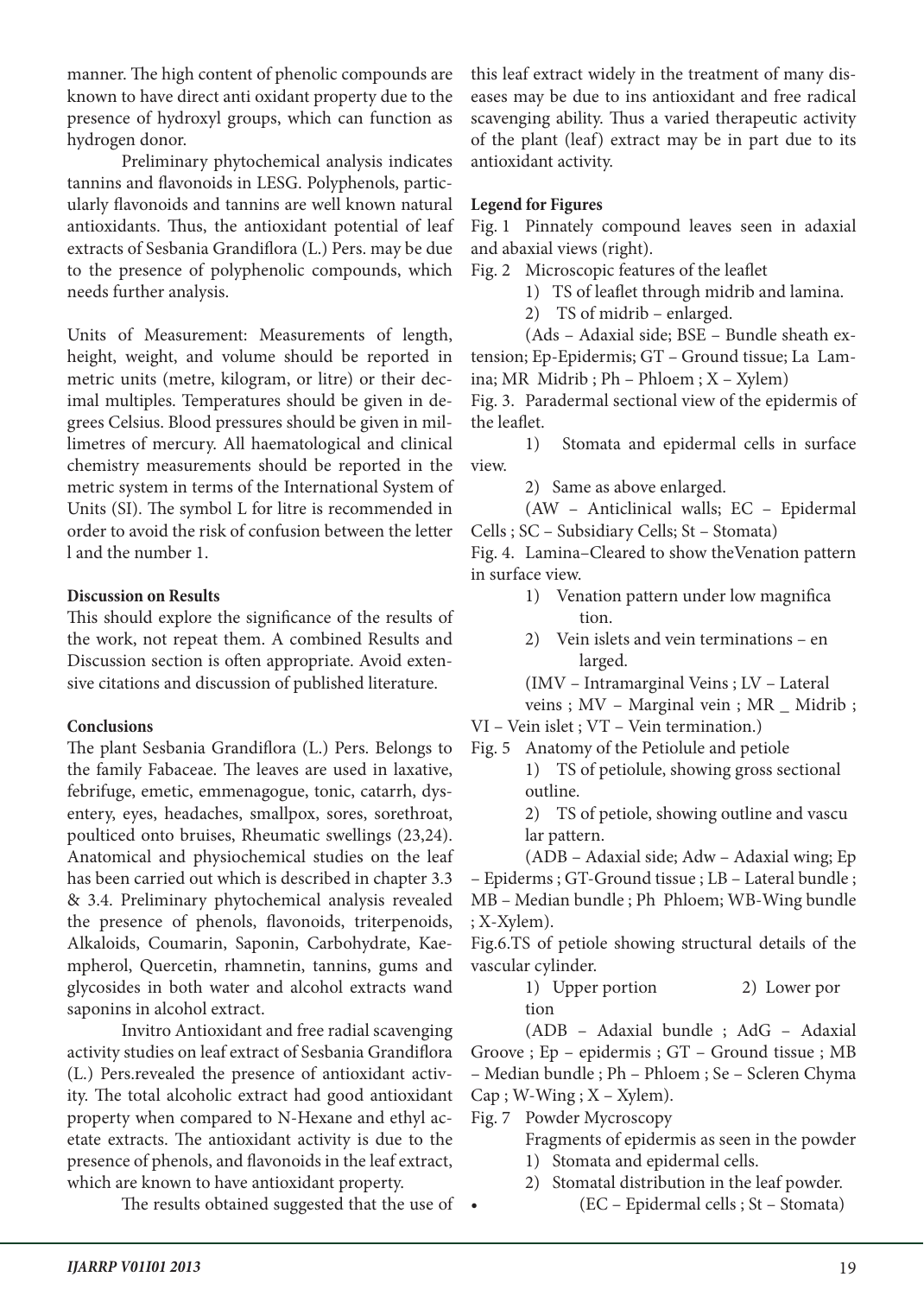manner. The high content of phenolic compounds are known to have direct anti oxidant property due to the presence of hydroxyl groups, which can function as hydrogen donor.

Preliminary phytochemical analysis indicates tannins and flavonoids in LESG. Polyphenols, particularly flavonoids and tannins are well known natural antioxidants. Thus, the antioxidant potential of leaf extracts of Sesbania Grandiflora (L.) Pers. may be due to the presence of polyphenolic compounds, which needs further analysis.

Units of Measurement: Measurements of length, height, weight, and volume should be reported in metric units (metre, kilogram, or litre) or their decimal multiples. Temperatures should be given in degrees Celsius. Blood pressures should be given in millimetres of mercury. All haematological and clinical chemistry measurements should be reported in the metric system in terms of the International System of Units (SI). The symbol L for litre is recommended in order to avoid the risk of confusion between the letter l and the number 1.

**Discussion on Results**

This should explore the significance of the results of the work, not repeat them. A combined Results and Discussion section is often appropriate. Avoid extensive citations and discussion of published literature.

**Conclusions**

The plant Sesbania Grandiflora (L.) Pers. Belongs to the family Fabaceae. The leaves are used in laxative, febrifuge, emetic, emmenagogue, tonic, catarrh, dysentery, eyes, headaches, smallpox, sores, sorethroat, poulticed onto bruises, Rheumatic swellings (23,24). Anatomical and physiochemical studies on the leaf has been carried out which is described in chapter 3.3 & 3.4. Preliminary phytochemical analysis revealed the presence of phenols, flavonoids, triterpenoids, Alkaloids, Coumarin, Saponin, Carbohydrate, Kaempherol, Quercetin, rhamnetin, tannins, gums and glycosides in both water and alcohol extracts wand saponins in alcohol extract.

Invitro Antioxidant and free radial scavenging activity studies on leaf extract of Sesbania Grandiflora (L.) Pers.revealed the presence of antioxidant activity. The total alcoholic extract had good antioxidant property when compared to N-Hexane and ethyl acetate extracts. The antioxidant activity is due to the presence of phenols, and flavonoids in the leaf extract, which are known to have antioxidant property.

The results obtained suggested that the use of this leaf extract widely in the treatment of many diseases may be due to ins antioxidant and free radical scavenging ability. Thus a varied therapeutic activity of the plant (leaf) extract may be in part due to its antioxidant activity.

**Legend for Figures**

Fig. 1 Pinnately compound leaves seen in adaxial and abaxial views (right).

Fig. 2 Microscopic features of the leaflet

1) TS of leaflet through midrib and lamina.
2) TS of midrib – enlarged.

(Ads – Adaxial side; BSE – Bundle sheath extension; Ep-Epidermis; GT – Ground tissue; La Lamina; MR Midrib ; Ph – Phloem ; X – Xylem)

Fig. 3. Paradermal sectional view of the epidermis of the leaflet.

1) Stomata and epidermal cells in surface view.
2) Same as above enlarged.

(AW – Anticlinical walls; EC – Epidermal Cells ; SC – Subsidiary Cells; St – Stomata)

Fig. 4. Lamina–Cleared to show theVenation pattern in surface view.

1) Venation pattern under low magnifica tion.
2) Vein islets and vein terminations – en larged.

(IMV – Intramarginal Veins ; LV – Lateral veins ; MV – Marginal vein ; MR _ Midrib ; VI – Vein islet ; VT – Vein termination.)

Fig. 5 Anatomy of the Petiolule and petiole

1) TS of petiolule, showing gross sectional outline.
2) TS of petiole, showing outline and vascu lar pattern.

(ADB – Adaxial side; Adw – Adaxial wing; Ep – Epiderms ; GT-Ground tissue ; LB – Lateral bundle ; MB – Median bundle ; Ph Phloem; WB-Wing bundle ; X-Xylem).

Fig.6.TS of petiole showing structural details of the vascular cylinder.

1) Upper portion 2) Lower por tion

(ADB – Adaxial bundle ; AdG – Adaxial Groove ; Ep – epidermis ; GT – Ground tissue ; MB – Median bundle ; Ph – Phloem ; Se – Scleren Chyma Cap ; W-Wing ; X – Xylem).

Fig. 7 Powder Mycroscopy

Fragments of epidermis as seen in the powder

1) Stomata and epidermal cells.
2) Stomatal distribution in the leaf powder.

(EC – Epidermal cells ; St – Stomata)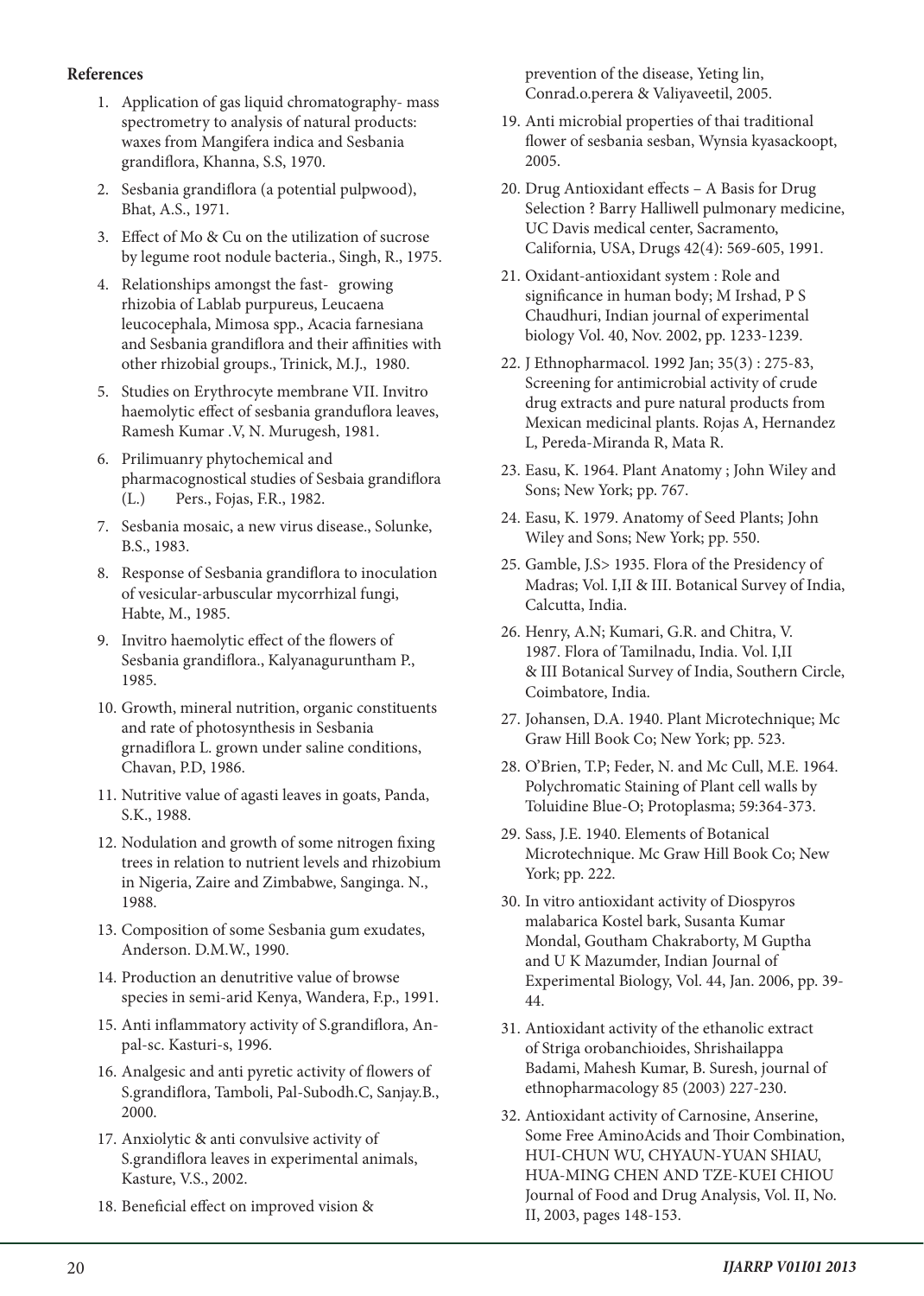**References**

1. Application of gas liquid chromatography- mass spectrometry to analysis of natural products: waxes from Mangifera indica and Sesbania grandiflora, Khanna, S.S, 1970.
2. Sesbania grandiflora (a potential pulpwood), Bhat, A.S., 1971.
3. Effect of Mo & Cu on the utilization of sucrose by legume root nodule bacteria., Singh, R., 1975.
4. Relationships amongst the fast- growing rhizobia of Lablab purpureus, Leucaena leucocephala, Mimosa spp., Acacia farnesiana and Sesbania grandiflora and their affinities with other rhizobial groups., Trinick, M.J., 1980.
5. Studies on Erythrocyte membrane VII. Invitro haemolytic effect of sesbania granduflora leaves, Ramesh Kumar .V, N. Murugesh, 1981.
6. Prilimuanry phytochemical and pharmacognostical studies of Sesbaia grandiflora (L.) Pers., Fojas, F.R., 1982.
7. Sesbania mosaic, a new virus disease., Solunke, B.S., 1983.
8. Response of Sesbania grandiflora to inoculation of vesicular-arbuscular mycorrhizal fungi, Habte, M., 1985.
9. Invitro haemolytic effect of the flowers of Sesbania grandiflora., Kalyanaguruntham P., 1985.
10. Growth, mineral nutrition, organic constituents and rate of photosynthesis in Sesbania grnadiflora L. grown under saline conditions, Chavan, P.D, 1986.
11. Nutritive value of agasti leaves in goats, Panda, S.K., 1988.
12. Nodulation and growth of some nitrogen fixing trees in relation to nutrient levels and rhizobium in Nigeria, Zaire and Zimbabwe, Sanginga. N., 1988.
13. Composition of some Sesbania gum exudates, Anderson. D.M.W., 1990.
14. Production an denutritive value of browse species in semi-arid Kenya, Wandera, F.p., 1991.
15. Anti inflammatory activity of S.grandiflora, Anpal-sc. Kasturi-s, 1996.
16. Analgesic and anti pyretic activity of flowers of S.grandiflora, Tamboli, Pal-Subodh.C, Sanjay.B., 2000.
17. Anxiolytic & anti convulsive activity of S.grandiflora leaves in experimental animals, Kasture, V.S., 2002.
18. Beneficial effect on improved vision & prevention of the disease, Yeting lin, Conrad.o.perera & Valiyaveetil, 2005.
19. Anti microbial properties of thai traditional flower of sesbania sesban, Wynsia kyasackoopt, 2005.
20. Drug Antioxidant effects – A Basis for Drug Selection ? Barry Halliwell pulmonary medicine, UC Davis medical center, Sacramento, California, USA, Drugs 42(4): 569-605, 1991.
21. Oxidant-antioxidant system : Role and significance in human body; M Irshad, P S Chaudhuri, Indian journal of experimental biology Vol. 40, Nov. 2002, pp. 1233-1239.
22. J Ethnopharmacol. 1992 Jan; 35(3) : 275-83, Screening for antimicrobial activity of crude drug extracts and pure natural products from Mexican medicinal plants. Rojas A, Hernandez L, Pereda-Miranda R, Mata R.
23. Easu, K. 1964. Plant Anatomy ; John Wiley and Sons; New York; pp. 767.
24. Easu, K. 1979. Anatomy of Seed Plants; John Wiley and Sons; New York; pp. 550.
25. Gamble, J.S> 1935. Flora of the Presidency of Madras; Vol. I,II & III. Botanical Survey of India, Calcutta, India.
26. Henry, A.N; Kumari, G.R. and Chitra, V. 1987. Flora of Tamilnadu, India. Vol. I,II & III Botanical Survey of India, Southern Circle, Coimbatore, India.
27. Johansen, D.A. 1940. Plant Microtechnique; Mc Graw Hill Book Co; New York; pp. 523.
28. O'Brien, T.P; Feder, N. and Mc Cull, M.E. 1964. Polychromatic Staining of Plant cell walls by Toluidine Blue-O; Protoplasma; 59:364-373.
29. Sass, J.E. 1940. Elements of Botanical Microtechnique. Mc Graw Hill Book Co; New York; pp. 222.
30. In vitro antioxidant activity of Diospyros malabarica Kostel bark, Susanta Kumar Mondal, Goutham Chakraborty, M Guptha and U K Mazumder, Indian Journal of Experimental Biology, Vol. 44, Jan. 2006, pp. 39-44.
31. Antioxidant activity of the ethanolic extract of Striga orobanchioides, Shrishailappa Badami, Mahesh Kumar, B. Suresh, journal of ethnopharmacology 85 (2003) 227-230.
32. Antioxidant activity of Carnosine, Anserine, Some Free AminoAcids and Thoir Combination, HUI-CHUN WU, CHYAUN-YUAN SHIAU, HUA-MING CHEN AND TZE-KUEI CHIOU Journal of Food and Drug Analysis, Vol. II, No. II, 2003, pages 148-153.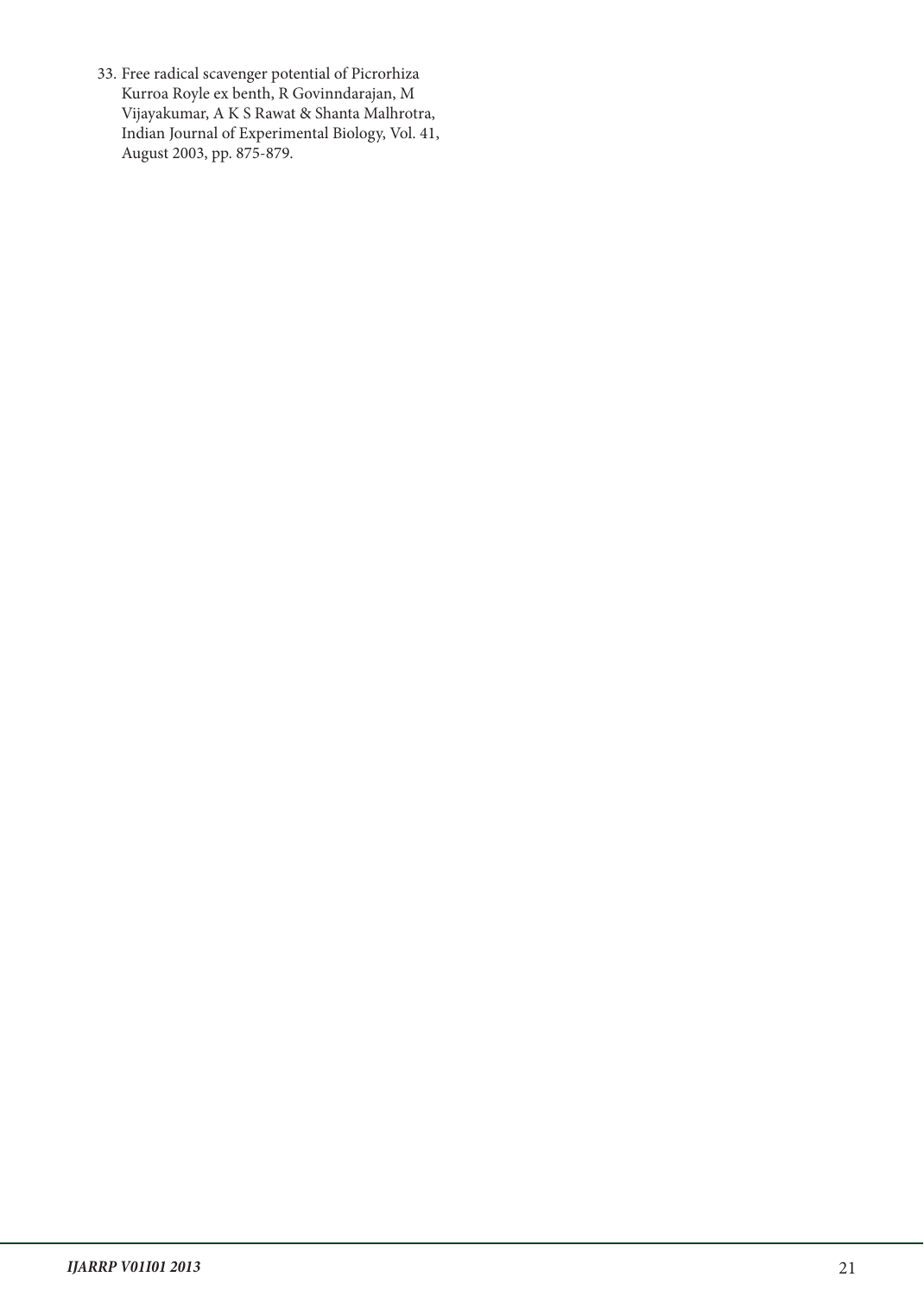33. Free radical scavenger potential of Picrorhiza Kurroa Royle ex benth, R Govinndarajan, M Vijayakumar, A K S Rawat & Shanta Malhrotra, Indian Journal of Experimental Biology, Vol. 41, August 2003, pp. 875-879.